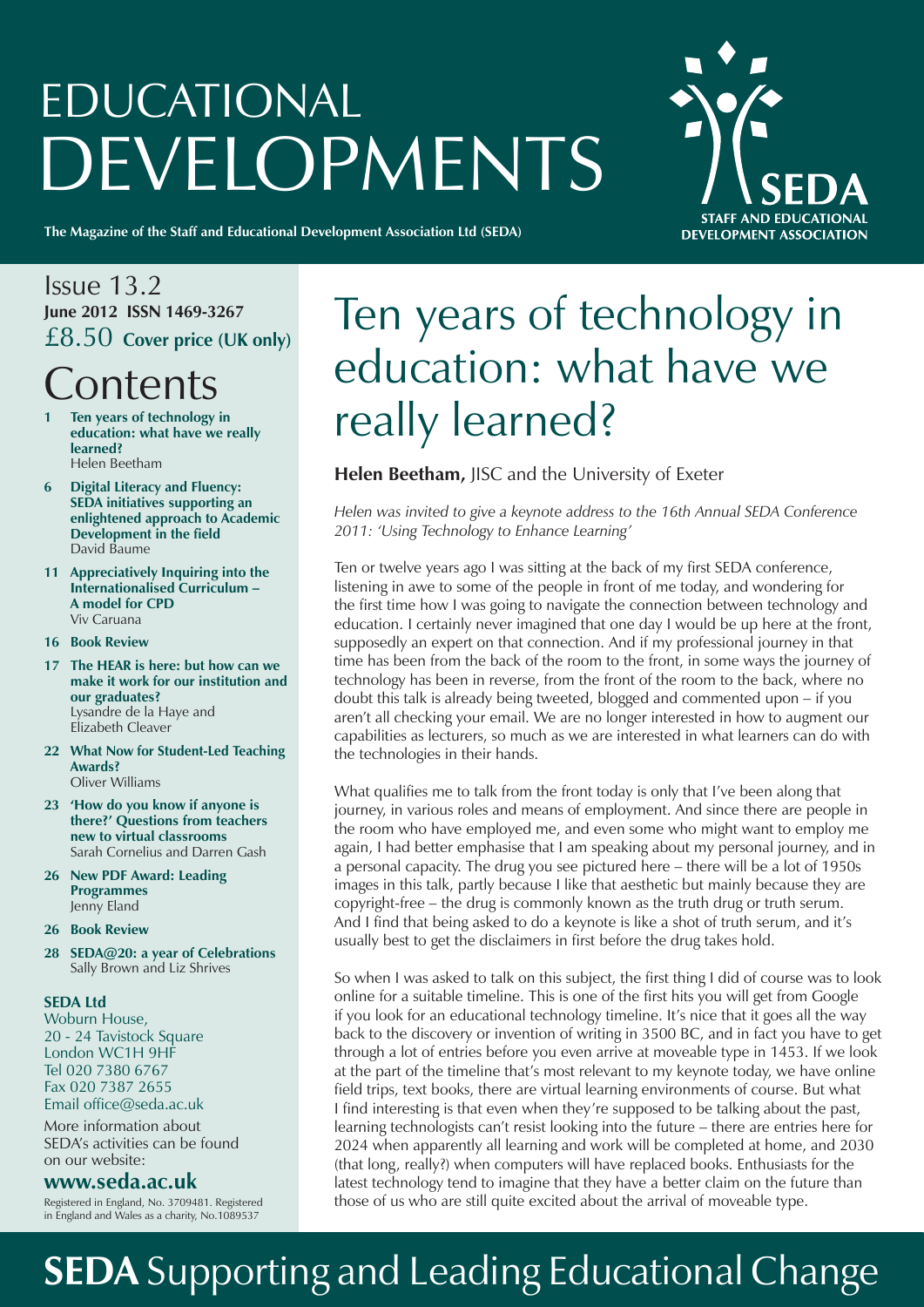# EDUCATIONAL DEVELOPMENTS

**The Magazine of the Staff and Educational Development Association Ltd (SEDA)**

SEDA — STAFF AND EDUCATIONAL DEVELOPMENT ASSOCIATION

Issue 13.2
**June 2012 ISSN 1469-3267**
£8.50 **Cover price (UK only)**

## Contents

- **1 Ten years of technology in education: what have we really learned?** Helen Beetham
- **6 Digital Literacy and Fluency: SEDA initiatives supporting an enlightened approach to Academic Development in the field** David Baume
- **11 Appreciatively Inquiring into the Internationalised Curriculum – A model for CPD** Viv Caruana
- **16 Book Review**
- **17 The HEAR is here: but how can we make it work for our institution and our graduates?** Lysandre de la Haye and Elizabeth Cleaver
- **22 What Now for Student-Led Teaching Awards?** Oliver Williams
- **23 'How do you know if anyone is there?' Questions from teachers new to virtual classrooms** Sarah Cornelius and Darren Gash
- **26 New PDF Award: Leading Programmes** Jenny Eland
- **26 Book Review**
- **28 SEDA@20: a year of Celebrations** Sally Brown and Liz Shrives

**SEDA Ltd**
Woburn House,
20 - 24 Tavistock Square
London WC1H 9HF
Tel 020 7380 6767
Fax 020 7387 2655
Email office@seda.ac.uk

More information about SEDA's activities can be found on our website:

**www.seda.ac.uk**

Registered in England, No. 3709481. Registered in England and Wales as a charity, No.1089537

# Ten years of technology in education: what have we really learned?

**Helen Beetham,** JISC and the University of Exeter

*Helen was invited to give a keynote address to the 16th Annual SEDA Conference 2011: 'Using Technology to Enhance Learning'*

Ten or twelve years ago I was sitting at the back of my first SEDA conference, listening in awe to some of the people in front of me today, and wondering for the first time how I was going to navigate the connection between technology and education. I certainly never imagined that one day I would be up here at the front, supposedly an expert on that connection. And if my professional journey in that time has been from the back of the room to the front, in some ways the journey of technology has been in reverse, from the front of the room to the back, where no doubt this talk is already being tweeted, blogged and commented upon – if you aren't all checking your email. We are no longer interested in how to augment our capabilities as lecturers, so much as we are interested in what learners can do with the technologies in their hands.

What qualifies me to talk from the front today is only that I've been along that journey, in various roles and means of employment. And since there are people in the room who have employed me, and even some who might want to employ me again, I had better emphasise that I am speaking about my personal journey, and in a personal capacity. The drug you see pictured here – there will be a lot of 1950s images in this talk, partly because I like that aesthetic but mainly because they are copyright-free – the drug is commonly known as the truth drug or truth serum. And I find that being asked to do a keynote is like a shot of truth serum, and it's usually best to get the disclaimers in first before the drug takes hold.

So when I was asked to talk on this subject, the first thing I did of course was to look online for a suitable timeline. This is one of the first hits you will get from Google if you look for an educational technology timeline. It's nice that it goes all the way back to the discovery or invention of writing in 3500 BC, and in fact you have to get through a lot of entries before you even arrive at moveable type in 1453. If we look at the part of the timeline that's most relevant to my keynote today, we have online field trips, text books, there are virtual learning environments of course. But what I find interesting is that even when they're supposed to be talking about the past, learning technologists can't resist looking into the future – there are entries here for 2024 when apparently all learning and work will be completed at home, and 2030 (that long, really?) when computers will have replaced books. Enthusiasts for the latest technology tend to imagine that they have a better claim on the future than those of us who are still quite excited about the arrival of moveable type.

**SEDA** Supporting and Leading Educational Change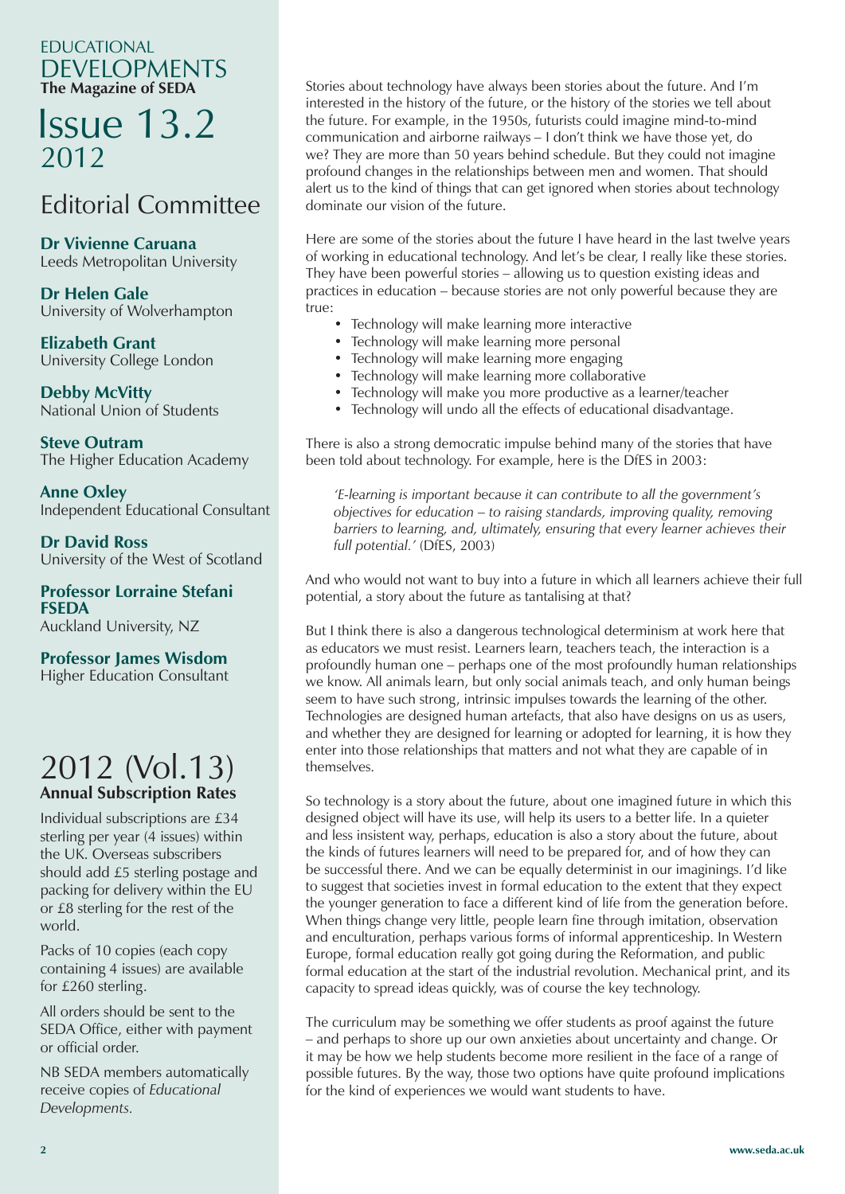# EDUCATIONAL DEVELOPMENTS

**The Magazine of SEDA**

# Issue 13.2
2012

## Editorial Committee

**Dr Vivienne Caruana**
Leeds Metropolitan University

**Dr Helen Gale**
University of Wolverhampton

**Elizabeth Grant**
University College London

**Debby McVitty**
National Union of Students

**Steve Outram**
The Higher Education Academy

**Anne Oxley**
Independent Educational Consultant

**Dr David Ross**
University of the West of Scotland

**Professor Lorraine Stefani FSEDA**
Auckland University, NZ

**Professor James Wisdom**
Higher Education Consultant

## 2012 (Vol.13)
**Annual Subscription Rates**

Individual subscriptions are £34 sterling per year (4 issues) within the UK. Overseas subscribers should add £5 sterling postage and packing for delivery within the EU or £8 sterling for the rest of the world.

Packs of 10 copies (each copy containing 4 issues) are available for £260 sterling.

All orders should be sent to the SEDA Office, either with payment or official order.

NB SEDA members automatically receive copies of *Educational Developments.*

Stories about technology have always been stories about the future. And I'm interested in the history of the future, or the history of the stories we tell about the future. For example, in the 1950s, futurists could imagine mind-to-mind communication and airborne railways – I don't think we have those yet, do we? They are more than 50 years behind schedule. But they could not imagine profound changes in the relationships between men and women. That should alert us to the kind of things that can get ignored when stories about technology dominate our vision of the future.

Here are some of the stories about the future I have heard in the last twelve years of working in educational technology. And let's be clear, I really like these stories. They have been powerful stories – allowing us to question existing ideas and practices in education – because stories are not only powerful because they are true:

- Technology will make learning more interactive
- Technology will make learning more personal
- Technology will make learning more engaging
- Technology will make learning more collaborative
- Technology will make you more productive as a learner/teacher
- Technology will undo all the effects of educational disadvantage.

There is also a strong democratic impulse behind many of the stories that have been told about technology. For example, here is the DfES in 2003:

> *'E-learning is important because it can contribute to all the government's objectives for education – to raising standards, improving quality, removing barriers to learning, and, ultimately, ensuring that every learner achieves their full potential.'* (DfES, 2003)

And who would not want to buy into a future in which all learners achieve their full potential, a story about the future as tantalising at that?

But I think there is also a dangerous technological determinism at work here that as educators we must resist. Learners learn, teachers teach, the interaction is a profoundly human one – perhaps one of the most profoundly human relationships we know. All animals learn, but only social animals teach, and only human beings seem to have such strong, intrinsic impulses towards the learning of the other. Technologies are designed human artefacts, that also have designs on us as users, and whether they are designed for learning or adopted for learning, it is how they enter into those relationships that matters and not what they are capable of in themselves.

So technology is a story about the future, about one imagined future in which this designed object will have its use, will help its users to a better life. In a quieter and less insistent way, perhaps, education is also a story about the future, about the kinds of futures learners will need to be prepared for, and of how they can be successful there. And we can be equally determinist in our imaginings. I'd like to suggest that societies invest in formal education to the extent that they expect the younger generation to face a different kind of life from the generation before. When things change very little, people learn fine through imitation, observation and enculturation, perhaps various forms of informal apprenticeship. In Western Europe, formal education really got going during the Reformation, and public formal education at the start of the industrial revolution. Mechanical print, and its capacity to spread ideas quickly, was of course the key technology.

The curriculum may be something we offer students as proof against the future – and perhaps to shore up our own anxieties about uncertainty and change. Or it may be how we help students become more resilient in the face of a range of possible futures. By the way, those two options have quite profound implications for the kind of experiences we would want students to have.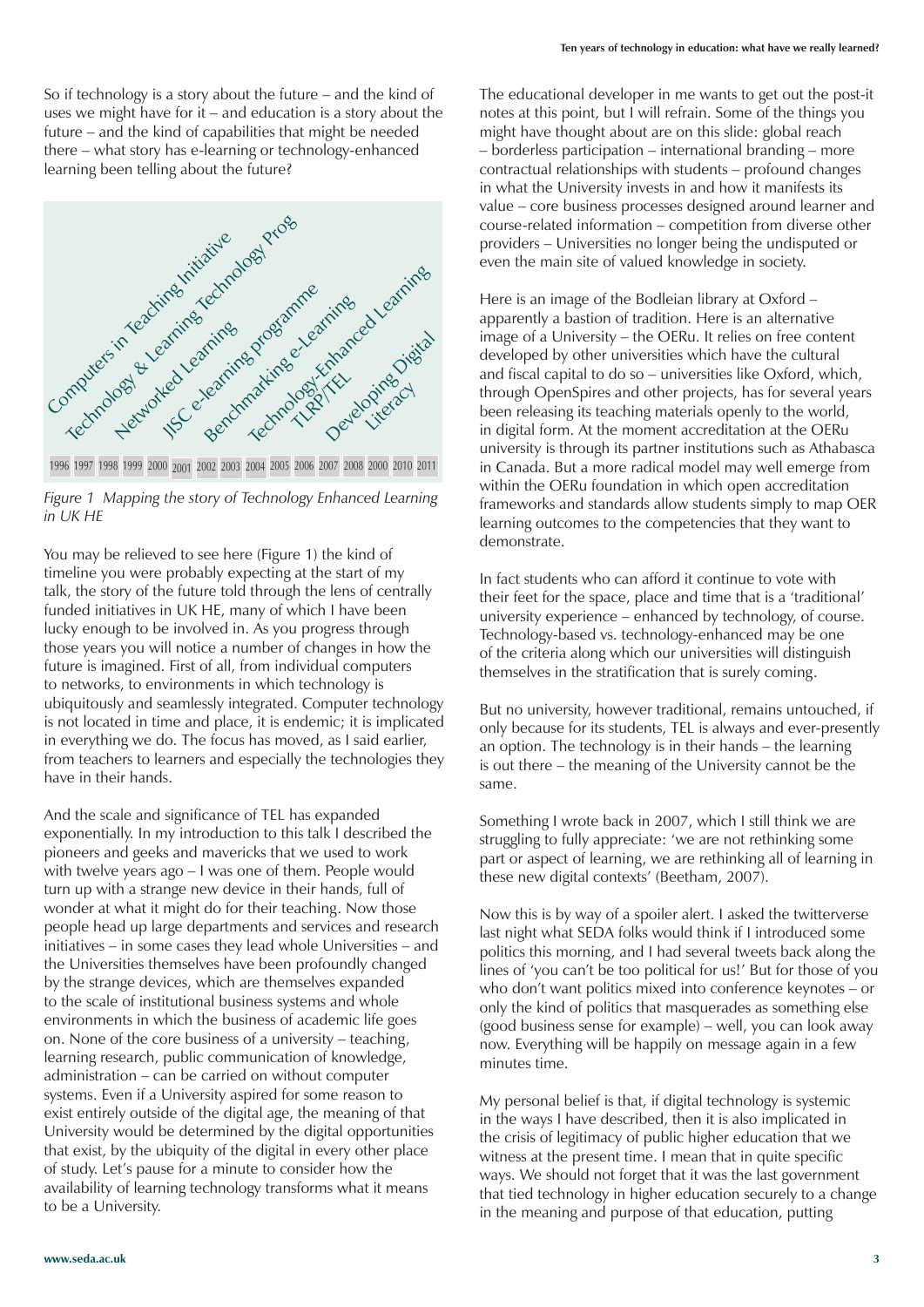So if technology is a story about the future – and the kind of uses we might have for it – and education is a story about the future – and the kind of capabilities that might be needed there – what story has e-learning or technology-enhanced learning been telling about the future?

Computers in Teaching Initiative
Technology & Learning Technology Prog
Networked Learning
JISC e-learning programme
Benchmarking e-Learning
Technology-Enhanced Learning
TLRP/TEL
Developing Digital Literacy

1996 1997 1998 1999 2000 2001 2002 2003 2004 2005 2006 2007 2008 2000 2010 2011

*Figure 1 Mapping the story of Technology Enhanced Learning in UK HE*

You may be relieved to see here (Figure 1) the kind of timeline you were probably expecting at the start of my talk, the story of the future told through the lens of centrally funded initiatives in UK HE, many of which I have been lucky enough to be involved in. As you progress through those years you will notice a number of changes in how the future is imagined. First of all, from individual computers to networks, to environments in which technology is ubiquitously and seamlessly integrated. Computer technology is not located in time and place, it is endemic; it is implicated in everything we do. The focus has moved, as I said earlier, from teachers to learners and especially the technologies they have in their hands.

And the scale and significance of TEL has expanded exponentially. In my introduction to this talk I described the pioneers and geeks and mavericks that we used to work with twelve years ago – I was one of them. People would turn up with a strange new device in their hands, full of wonder at what it might do for their teaching. Now those people head up large departments and services and research initiatives – in some cases they lead whole Universities – and the Universities themselves have been profoundly changed by the strange devices, which are themselves expanded to the scale of institutional business systems and whole environments in which the business of academic life goes on. None of the core business of a university – teaching, learning research, public communication of knowledge, administration – can be carried on without computer systems. Even if a University aspired for some reason to exist entirely outside of the digital age, the meaning of that University would be determined by the digital opportunities that exist, by the ubiquity of the digital in every other place of study. Let's pause for a minute to consider how the availability of learning technology transforms what it means to be a University.

The educational developer in me wants to get out the post-it notes at this point, but I will refrain. Some of the things you might have thought about are on this slide: global reach – borderless participation – international branding – more contractual relationships with students – profound changes in what the University invests in and how it manifests its value – core business processes designed around learner and course-related information – competition from diverse other providers – Universities no longer being the undisputed or even the main site of valued knowledge in society.

Here is an image of the Bodleian library at Oxford – apparently a bastion of tradition. Here is an alternative image of a University – the OERu. It relies on free content developed by other universities which have the cultural and fiscal capital to do so – universities like Oxford, which, through OpenSpires and other projects, has for several years been releasing its teaching materials openly to the world, in digital form. At the moment accreditation at the OERu university is through its partner institutions such as Athabasca in Canada. But a more radical model may well emerge from within the OERu foundation in which open accreditation frameworks and standards allow students simply to map OER learning outcomes to the competencies that they want to demonstrate.

In fact students who can afford it continue to vote with their feet for the space, place and time that is a 'traditional' university experience – enhanced by technology, of course. Technology-based vs. technology-enhanced may be one of the criteria along which our universities will distinguish themselves in the stratification that is surely coming.

But no university, however traditional, remains untouched, if only because for its students, TEL is always and ever-presently an option. The technology is in their hands – the learning is out there – the meaning of the University cannot be the same.

Something I wrote back in 2007, which I still think we are struggling to fully appreciate: 'we are not rethinking some part or aspect of learning, we are rethinking all of learning in these new digital contexts' (Beetham, 2007).

Now this is by way of a spoiler alert. I asked the twitterverse last night what SEDA folks would think if I introduced some politics this morning, and I had several tweets back along the lines of 'you can't be too political for us!' But for those of you who don't want politics mixed into conference keynotes – or only the kind of politics that masquerades as something else (good business sense for example) – well, you can look away now. Everything will be happily on message again in a few minutes time.

My personal belief is that, if digital technology is systemic in the ways I have described, then it is also implicated in the crisis of legitimacy of public higher education that we witness at the present time. I mean that in quite specific ways. We should not forget that it was the last government that tied technology in higher education securely to a change in the meaning and purpose of that education, putting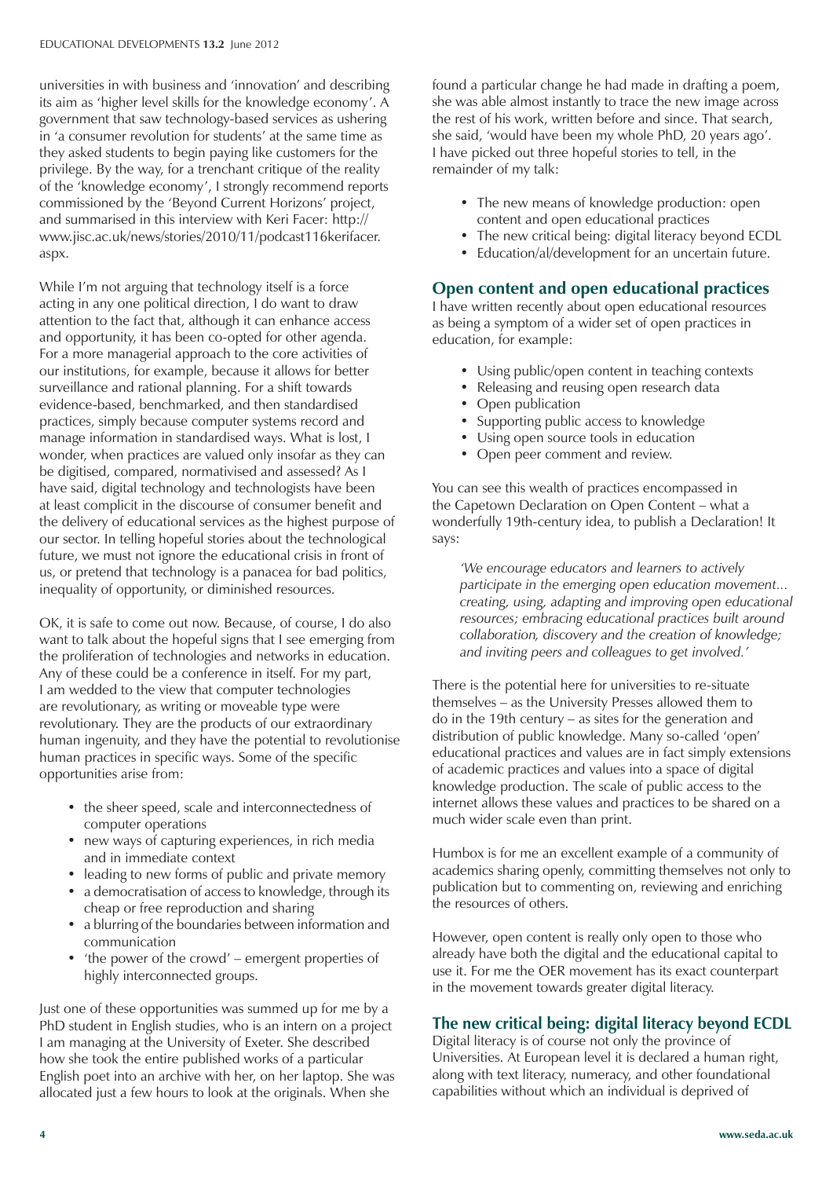universities in with business and 'innovation' and describing its aim as 'higher level skills for the knowledge economy'. A government that saw technology-based services as ushering in 'a consumer revolution for students' at the same time as they asked students to begin paying like customers for the privilege. By the way, for a trenchant critique of the reality of the 'knowledge economy', I strongly recommend reports commissioned by the 'Beyond Current Horizons' project, and summarised in this interview with Keri Facer: http://www.jisc.ac.uk/news/stories/2010/11/podcast116kerifacer.aspx.

While I'm not arguing that technology itself is a force acting in any one political direction, I do want to draw attention to the fact that, although it can enhance access and opportunity, it has been co-opted for other agenda. For a more managerial approach to the core activities of our institutions, for example, because it allows for better surveillance and rational planning. For a shift towards evidence-based, benchmarked, and then standardised practices, simply because computer systems record and manage information in standardised ways. What is lost, I wonder, when practices are valued only insofar as they can be digitised, compared, normativised and assessed? As I have said, digital technology and technologists have been at least complicit in the discourse of consumer benefit and the delivery of educational services as the highest purpose of our sector. In telling hopeful stories about the technological future, we must not ignore the educational crisis in front of us, or pretend that technology is a panacea for bad politics, inequality of opportunity, or diminished resources.

OK, it is safe to come out now. Because, of course, I do also want to talk about the hopeful signs that I see emerging from the proliferation of technologies and networks in education. Any of these could be a conference in itself. For my part, I am wedded to the view that computer technologies are revolutionary, as writing or moveable type were revolutionary. They are the products of our extraordinary human ingenuity, and they have the potential to revolutionise human practices in specific ways. Some of the specific opportunities arise from:

- the sheer speed, scale and interconnectedness of computer operations
- new ways of capturing experiences, in rich media and in immediate context
- leading to new forms of public and private memory
- a democratisation of access to knowledge, through its cheap or free reproduction and sharing
- a blurring of the boundaries between information and communication
- 'the power of the crowd' – emergent properties of highly interconnected groups.

Just one of these opportunities was summed up for me by a PhD student in English studies, who is an intern on a project I am managing at the University of Exeter. She described how she took the entire published works of a particular English poet into an archive with her, on her laptop. She was allocated just a few hours to look at the originals. When she found a particular change he had made in drafting a poem, she was able almost instantly to trace the new image across the rest of his work, written before and since. That search, she said, 'would have been my whole PhD, 20 years ago'. I have picked out three hopeful stories to tell, in the remainder of my talk:

- The new means of knowledge production: open content and open educational practices
- The new critical being: digital literacy beyond ECDL
- Education/al/development for an uncertain future.

## Open content and open educational practices

I have written recently about open educational resources as being a symptom of a wider set of open practices in education, for example:

- Using public/open content in teaching contexts
- Releasing and reusing open research data
- Open publication
- Supporting public access to knowledge
- Using open source tools in education
- Open peer comment and review.

You can see this wealth of practices encompassed in the Capetown Declaration on Open Content – what a wonderfully 19th-century idea, to publish a Declaration! It says:

> *'We encourage educators and learners to actively participate in the emerging open education movement... creating, using, adapting and improving open educational resources; embracing educational practices built around collaboration, discovery and the creation of knowledge; and inviting peers and colleagues to get involved.'*

There is the potential here for universities to re-situate themselves – as the University Presses allowed them to do in the 19th century – as sites for the generation and distribution of public knowledge. Many so-called 'open' educational practices and values are in fact simply extensions of academic practices and values into a space of digital knowledge production. The scale of public access to the internet allows these values and practices to be shared on a much wider scale even than print.

Humbox is for me an excellent example of a community of academics sharing openly, committing themselves not only to publication but to commenting on, reviewing and enriching the resources of others.

However, open content is really only open to those who already have both the digital and the educational capital to use it. For me the OER movement has its exact counterpart in the movement towards greater digital literacy.

## The new critical being: digital literacy beyond ECDL

Digital literacy is of course not only the province of Universities. At European level it is declared a human right, along with text literacy, numeracy, and other foundational capabilities without which an individual is deprived of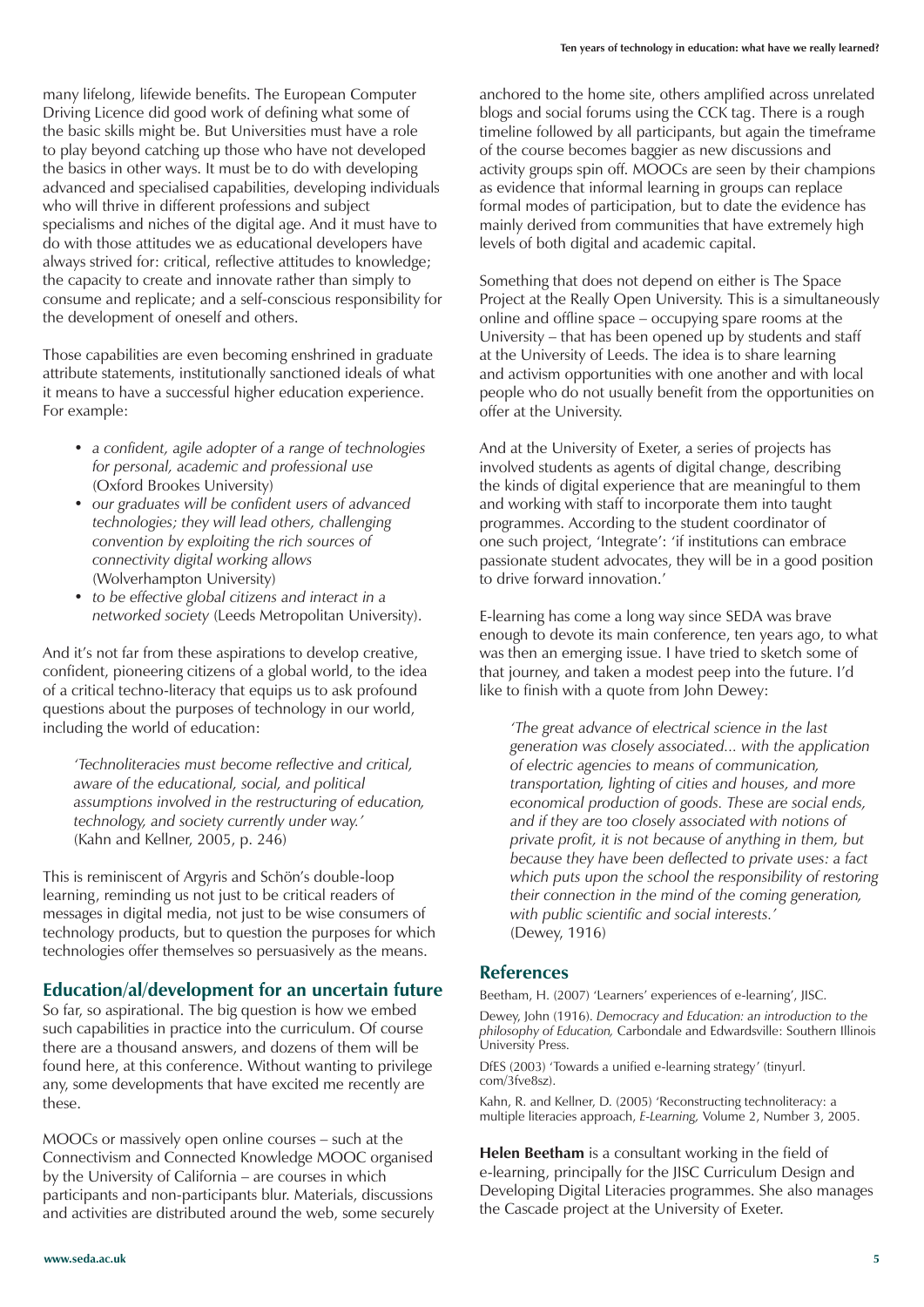many lifelong, lifewide benefits. The European Computer Driving Licence did good work of defining what some of the basic skills might be. But Universities must have a role to play beyond catching up those who have not developed the basics in other ways. It must be to do with developing advanced and specialised capabilities, developing individuals who will thrive in different professions and subject specialisms and niches of the digital age. And it must have to do with those attitudes we as educational developers have always strived for: critical, reflective attitudes to knowledge; the capacity to create and innovate rather than simply to consume and replicate; and a self-conscious responsibility for the development of oneself and others.

Those capabilities are even becoming enshrined in graduate attribute statements, institutionally sanctioned ideals of what it means to have a successful higher education experience. For example:

- *a confident, agile adopter of a range of technologies for personal, academic and professional use* (Oxford Brookes University)
- *our graduates will be confident users of advanced technologies; they will lead others, challenging convention by exploiting the rich sources of connectivity digital working allows* (Wolverhampton University)
- *to be effective global citizens and interact in a networked society* (Leeds Metropolitan University).

And it's not far from these aspirations to develop creative, confident, pioneering citizens of a global world, to the idea of a critical techno-literacy that equips us to ask profound questions about the purposes of technology in our world, including the world of education:

> *'Technoliteracies must become reflective and critical, aware of the educational, social, and political assumptions involved in the restructuring of education, technology, and society currently under way.'* (Kahn and Kellner, 2005, p. 246)

This is reminiscent of Argyris and Schön's double-loop learning, reminding us not just to be critical readers of messages in digital media, not just to be wise consumers of technology products, but to question the purposes for which technologies offer themselves so persuasively as the means.

## Education/al/development for an uncertain future

So far, so aspirational. The big question is how we embed such capabilities in practice into the curriculum. Of course there are a thousand answers, and dozens of them will be found here, at this conference. Without wanting to privilege any, some developments that have excited me recently are these.

MOOCs or massively open online courses – such at the Connectivism and Connected Knowledge MOOC organised by the University of California – are courses in which participants and non-participants blur. Materials, discussions and activities are distributed around the web, some securely anchored to the home site, others amplified across unrelated blogs and social forums using the CCK tag. There is a rough timeline followed by all participants, but again the timeframe of the course becomes baggier as new discussions and activity groups spin off. MOOCs are seen by their champions as evidence that informal learning in groups can replace formal modes of participation, but to date the evidence has mainly derived from communities that have extremely high levels of both digital and academic capital.

Something that does not depend on either is The Space Project at the Really Open University. This is a simultaneously online and offline space – occupying spare rooms at the University – that has been opened up by students and staff at the University of Leeds. The idea is to share learning and activism opportunities with one another and with local people who do not usually benefit from the opportunities on offer at the University.

And at the University of Exeter, a series of projects has involved students as agents of digital change, describing the kinds of digital experience that are meaningful to them and working with staff to incorporate them into taught programmes. According to the student coordinator of one such project, 'Integrate': 'if institutions can embrace passionate student advocates, they will be in a good position to drive forward innovation.'

E-learning has come a long way since SEDA was brave enough to devote its main conference, ten years ago, to what was then an emerging issue. I have tried to sketch some of that journey, and taken a modest peep into the future. I'd like to finish with a quote from John Dewey:

> *'The great advance of electrical science in the last generation was closely associated... with the application of electric agencies to means of communication, transportation, lighting of cities and houses, and more economical production of goods. These are social ends, and if they are too closely associated with notions of private profit, it is not because of anything in them, but because they have been deflected to private uses: a fact which puts upon the school the responsibility of restoring their connection in the mind of the coming generation, with public scientific and social interests.'* (Dewey, 1916)

## References

Beetham, H. (2007) 'Learners' experiences of e-learning', JISC.

Dewey, John (1916). *Democracy and Education: an introduction to the philosophy of Education,* Carbondale and Edwardsville: Southern Illinois University Press.

DfES (2003) 'Towards a unified e-learning strategy' (tinyurl.com/3fve8sz).

Kahn, R. and Kellner, D. (2005) 'Reconstructing technoliteracy: a multiple literacies approach, *E-Learning,* Volume 2, Number 3, 2005.

**Helen Beetham** is a consultant working in the field of e-learning, principally for the JISC Curriculum Design and Developing Digital Literacies programmes. She also manages the Cascade project at the University of Exeter.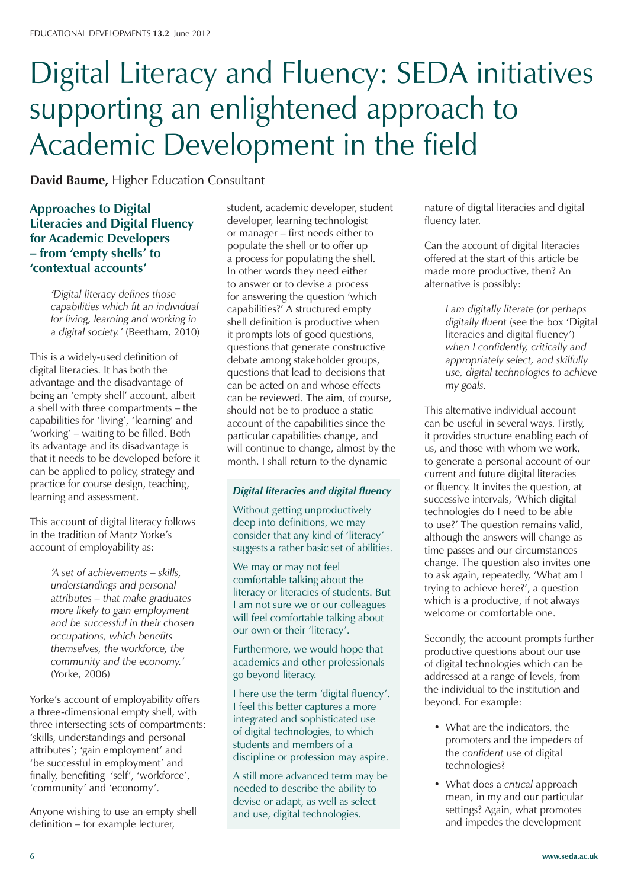# Digital Literacy and Fluency: SEDA initiatives supporting an enlightened approach to Academic Development in the field

**David Baume,** Higher Education Consultant

## Approaches to Digital Literacies and Digital Fluency for Academic Developers – from 'empty shells' to 'contextual accounts'

> *'Digital literacy defines those capabilities which fit an individual for living, learning and working in a digital society.'* (Beetham, 2010)

This is a widely-used definition of digital literacies. It has both the advantage and the disadvantage of being an 'empty shell' account, albeit a shell with three compartments – the capabilities for 'living', 'learning' and 'working' – waiting to be filled. Both its advantage and its disadvantage is that it needs to be developed before it can be applied to policy, strategy and practice for course design, teaching, learning and assessment.

This account of digital literacy follows in the tradition of Mantz Yorke's account of employability as:

> *'A set of achievements – skills, understandings and personal attributes – that make graduates more likely to gain employment and be successful in their chosen occupations, which benefits themselves, the workforce, the community and the economy.'* (Yorke, 2006)

Yorke's account of employability offers a three-dimensional empty shell, with three intersecting sets of compartments: 'skills, understandings and personal attributes'; 'gain employment' and 'be successful in employment' and finally, benefiting 'self', 'workforce', 'community' and 'economy'.

Anyone wishing to use an empty shell definition – for example lecturer, student, academic developer, student developer, learning technologist or manager – first needs either to populate the shell or to offer up a process for populating the shell. In other words they need either to answer or to devise a process for answering the question 'which capabilities?' A structured empty shell definition is productive when it prompts lots of good questions, questions that generate constructive debate among stakeholder groups, questions that lead to decisions that can be acted on and whose effects can be reviewed. The aim, of course, should not be to produce a static account of the capabilities since the particular capabilities change, and will continue to change, almost by the month. I shall return to the dynamic nature of digital literacies and digital fluency later.

> ***Digital literacies and digital fluency***
>
> Without getting unproductively deep into definitions, we may consider that any kind of 'literacy' suggests a rather basic set of abilities.
>
> We may or may not feel comfortable talking about the literacy or literacies of students. But I am not sure we or our colleagues will feel comfortable talking about our own or their 'literacy'.
>
> Furthermore, we would hope that academics and other professionals go beyond literacy.
>
> I here use the term 'digital fluency'. I feel this better captures a more integrated and sophisticated use of digital technologies, to which students and members of a discipline or profession may aspire.
>
> A still more advanced term may be needed to describe the ability to devise or adapt, as well as select and use, digital technologies.

Can the account of digital literacies offered at the start of this article be made more productive, then? An alternative is possibly:

> *I am digitally literate (or perhaps digitally fluent* (see the box 'Digital literacies and digital fluency') *when I confidently, critically and appropriately select, and skilfully use, digital technologies to achieve my goals.*

This alternative individual account can be useful in several ways. Firstly, it provides structure enabling each of us, and those with whom we work, to generate a personal account of our current and future digital literacies or fluency. It invites the question, at successive intervals, 'Which digital technologies do I need to be able to use?' The question remains valid, although the answers will change as time passes and our circumstances change. The question also invites one to ask again, repeatedly, 'What am I trying to achieve here?', a question which is a productive, if not always welcome or comfortable one.

Secondly, the account prompts further productive questions about our use of digital technologies which can be addressed at a range of levels, from the individual to the institution and beyond. For example:

- What are the indicators, the promoters and the impeders of the *confident* use of digital technologies?
- What does a *critical* approach mean, in my and our particular settings? Again, what promotes and impedes the development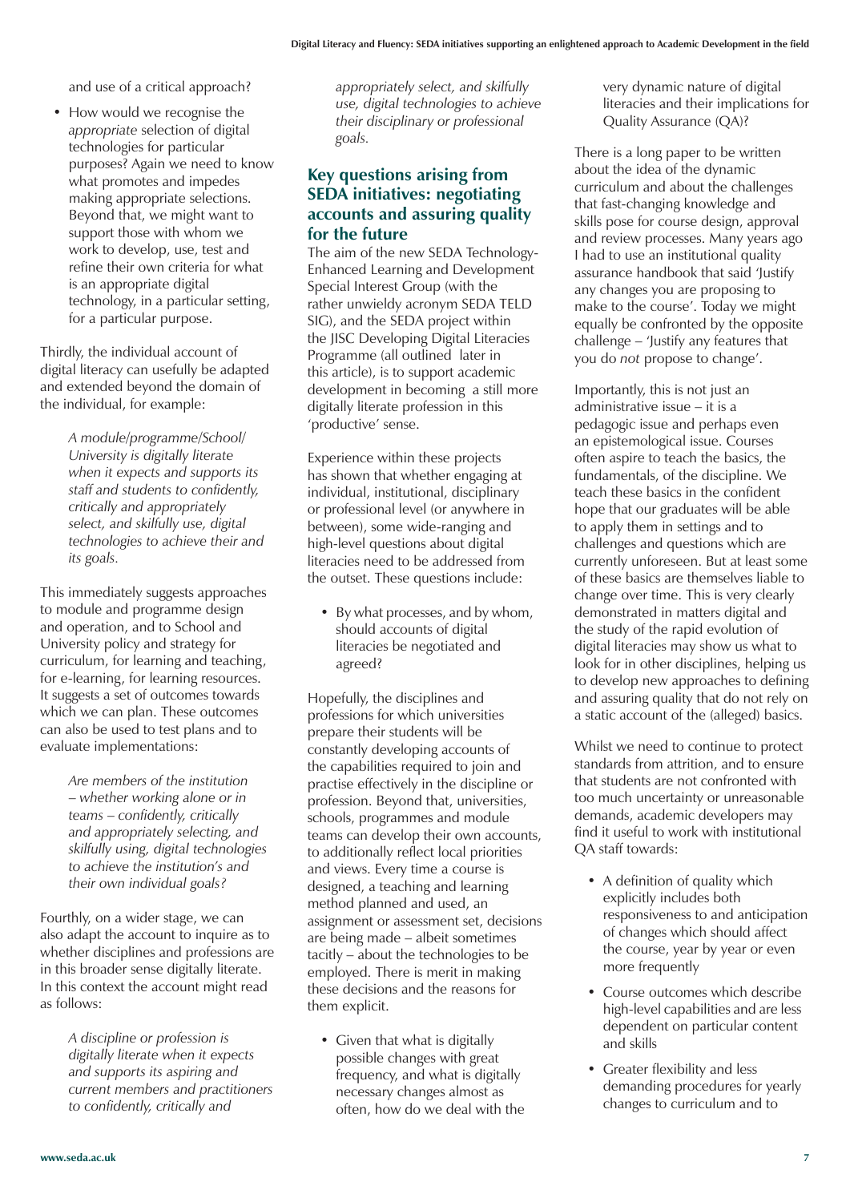and use of a critical approach?

- How would we recognise the *appropriate* selection of digital technologies for particular purposes? Again we need to know what promotes and impedes making appropriate selections. Beyond that, we might want to support those with whom we work to develop, use, test and refine their own criteria for what is an appropriate digital technology, in a particular setting, for a particular purpose.

Thirdly, the individual account of digital literacy can usefully be adapted and extended beyond the domain of the individual, for example:

> *A module/programme/School/University is digitally literate when it expects and supports its staff and students to confidently, critically and appropriately select, and skilfully use, digital technologies to achieve their and its goals.*

This immediately suggests approaches to module and programme design and operation, and to School and University policy and strategy for curriculum, for learning and teaching, for e-learning, for learning resources. It suggests a set of outcomes towards which we can plan. These outcomes can also be used to test plans and to evaluate implementations:

> *Are members of the institution – whether working alone or in teams – confidently, critically and appropriately selecting, and skilfully using, digital technologies to achieve the institution's and their own individual goals?*

Fourthly, on a wider stage, we can also adapt the account to inquire as to whether disciplines and professions are in this broader sense digitally literate. In this context the account might read as follows:

> *A discipline or profession is digitally literate when it expects and supports its aspiring and current members and practitioners to confidently, critically and appropriately select, and skilfully use, digital technologies to achieve their disciplinary or professional goals.*

## Key questions arising from SEDA initiatives: negotiating accounts and assuring quality for the future

The aim of the new SEDA Technology-Enhanced Learning and Development Special Interest Group (with the rather unwieldy acronym SEDA TELD SIG), and the SEDA project within the JISC Developing Digital Literacies Programme (all outlined later in this article), is to support academic development in becoming a still more digitally literate profession in this 'productive' sense.

Experience within these projects has shown that whether engaging at individual, institutional, disciplinary or professional level (or anywhere in between), some wide-ranging and high-level questions about digital literacies need to be addressed from the outset. These questions include:

- By what processes, and by whom, should accounts of digital literacies be negotiated and agreed?

Hopefully, the disciplines and professions for which universities prepare their students will be constantly developing accounts of the capabilities required to join and practise effectively in the discipline or profession. Beyond that, universities, schools, programmes and module teams can develop their own accounts, to additionally reflect local priorities and views. Every time a course is designed, a teaching and learning method planned and used, an assignment or assessment set, decisions are being made – albeit sometimes tacitly – about the technologies to be employed. There is merit in making these decisions and the reasons for them explicit.

- Given that what is digitally possible changes with great frequency, and what is digitally necessary changes almost as often, how do we deal with the very dynamic nature of digital literacies and their implications for Quality Assurance (QA)?

There is a long paper to be written about the idea of the dynamic curriculum and about the challenges that fast-changing knowledge and skills pose for course design, approval and review processes. Many years ago I had to use an institutional quality assurance handbook that said 'Justify any changes you are proposing to make to the course'. Today we might equally be confronted by the opposite challenge – 'Justify any features that you do *not* propose to change'.

Importantly, this is not just an administrative issue – it is a pedagogic issue and perhaps even an epistemological issue. Courses often aspire to teach the basics, the fundamentals, of the discipline. We teach these basics in the confident hope that our graduates will be able to apply them in settings and to challenges and questions which are currently unforeseen. But at least some of these basics are themselves liable to change over time. This is very clearly demonstrated in matters digital and the study of the rapid evolution of digital literacies may show us what to look for in other disciplines, helping us to develop new approaches to defining and assuring quality that do not rely on a static account of the (alleged) basics.

Whilst we need to continue to protect standards from attrition, and to ensure that students are not confronted with too much uncertainty or unreasonable demands, academic developers may find it useful to work with institutional QA staff towards:

- A definition of quality which explicitly includes both responsiveness to and anticipation of changes which should affect the course, year by year or even more frequently
- Course outcomes which describe high-level capabilities and are less dependent on particular content and skills
- Greater flexibility and less demanding procedures for yearly changes to curriculum and to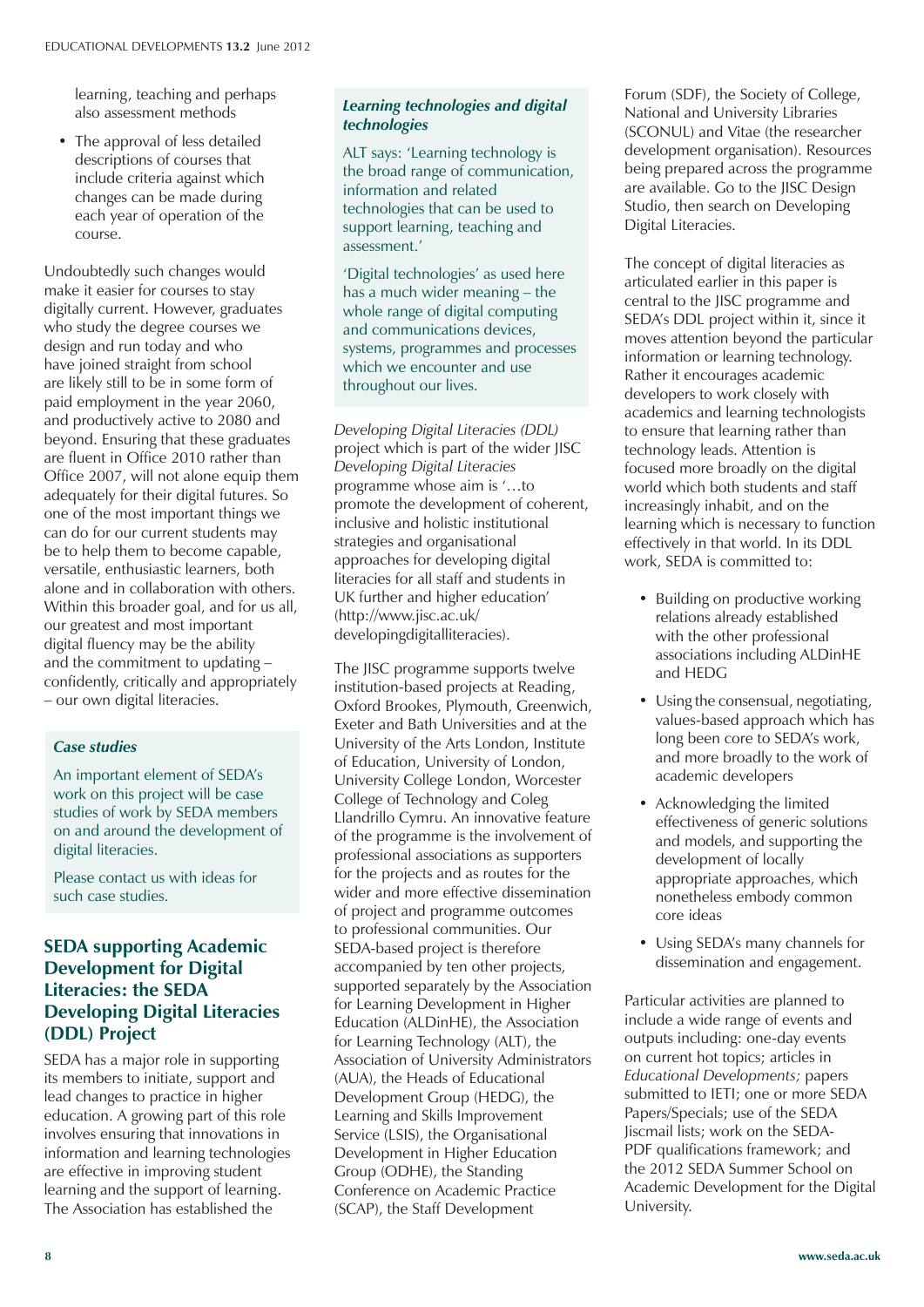learning, teaching and perhaps also assessment methods

- The approval of less detailed descriptions of courses that include criteria against which changes can be made during each year of operation of the course.

Undoubtedly such changes would make it easier for courses to stay digitally current. However, graduates who study the degree courses we design and run today and who have joined straight from school are likely still to be in some form of paid employment in the year 2060, and productively active to 2080 and beyond. Ensuring that these graduates are fluent in Office 2010 rather than Office 2007, will not alone equip them adequately for their digital futures. So one of the most important things we can do for our current students may be to help them to become capable, versatile, enthusiastic learners, both alone and in collaboration with others. Within this broader goal, and for us all, our greatest and most important digital fluency may be the ability and the commitment to updating – confidently, critically and appropriately – our own digital literacies.

### *Case studies*

An important element of SEDA's work on this project will be case studies of work by SEDA members on and around the development of digital literacies.

Please contact us with ideas for such case studies.

## SEDA supporting Academic Development for Digital Literacies: the SEDA Developing Digital Literacies (DDL) Project

SEDA has a major role in supporting its members to initiate, support and lead changes to practice in higher education. A growing part of this role involves ensuring that innovations in information and learning technologies are effective in improving student learning and the support of learning. The Association has established the

### *Learning technologies and digital technologies*

ALT says: 'Learning technology is the broad range of communication, information and related technologies that can be used to support learning, teaching and assessment.'

'Digital technologies' as used here has a much wider meaning – the whole range of digital computing and communications devices, systems, programmes and processes which we encounter and use throughout our lives.

*Developing Digital Literacies (DDL)* project which is part of the wider JISC *Developing Digital Literacies* programme whose aim is '…to promote the development of coherent, inclusive and holistic institutional strategies and organisational approaches for developing digital literacies for all staff and students in UK further and higher education' (http://www.jisc.ac.uk/developingdigitalliteracies).

The JISC programme supports twelve institution-based projects at Reading, Oxford Brookes, Plymouth, Greenwich, Exeter and Bath Universities and at the University of the Arts London, Institute of Education, University of London, University College London, Worcester College of Technology and Coleg Llandrillo Cymru. An innovative feature of the programme is the involvement of professional associations as supporters for the projects and as routes for the wider and more effective dissemination of project and programme outcomes to professional communities. Our SEDA-based project is therefore accompanied by ten other projects, supported separately by the Association for Learning Development in Higher Education (ALDinHE), the Association for Learning Technology (ALT), the Association of University Administrators (AUA), the Heads of Educational Development Group (HEDG), the Learning and Skills Improvement Service (LSIS), the Organisational Development in Higher Education Group (ODHE), the Standing Conference on Academic Practice (SCAP), the Staff Development Forum (SDF), the Society of College, National and University Libraries (SCONUL) and Vitae (the researcher development organisation). Resources being prepared across the programme are available. Go to the JISC Design Studio, then search on Developing Digital Literacies.

The concept of digital literacies as articulated earlier in this paper is central to the JISC programme and SEDA's DDL project within it, since it moves attention beyond the particular information or learning technology. Rather it encourages academic developers to work closely with academics and learning technologists to ensure that learning rather than technology leads. Attention is focused more broadly on the digital world which both students and staff increasingly inhabit, and on the learning which is necessary to function effectively in that world. In its DDL work, SEDA is committed to:

- Building on productive working relations already established with the other professional associations including ALDinHE and HEDG
- Using the consensual, negotiating, values-based approach which has long been core to SEDA's work, and more broadly to the work of academic developers
- Acknowledging the limited effectiveness of generic solutions and models, and supporting the development of locally appropriate approaches, which nonetheless embody common core ideas
- Using SEDA's many channels for dissemination and engagement.

Particular activities are planned to include a wide range of events and outputs including: one-day events on current hot topics; articles in *Educational Developments;* papers submitted to IETI; one or more SEDA Papers/Specials; use of the SEDA Jiscmail lists; work on the SEDA-PDF qualifications framework; and the 2012 SEDA Summer School on Academic Development for the Digital University.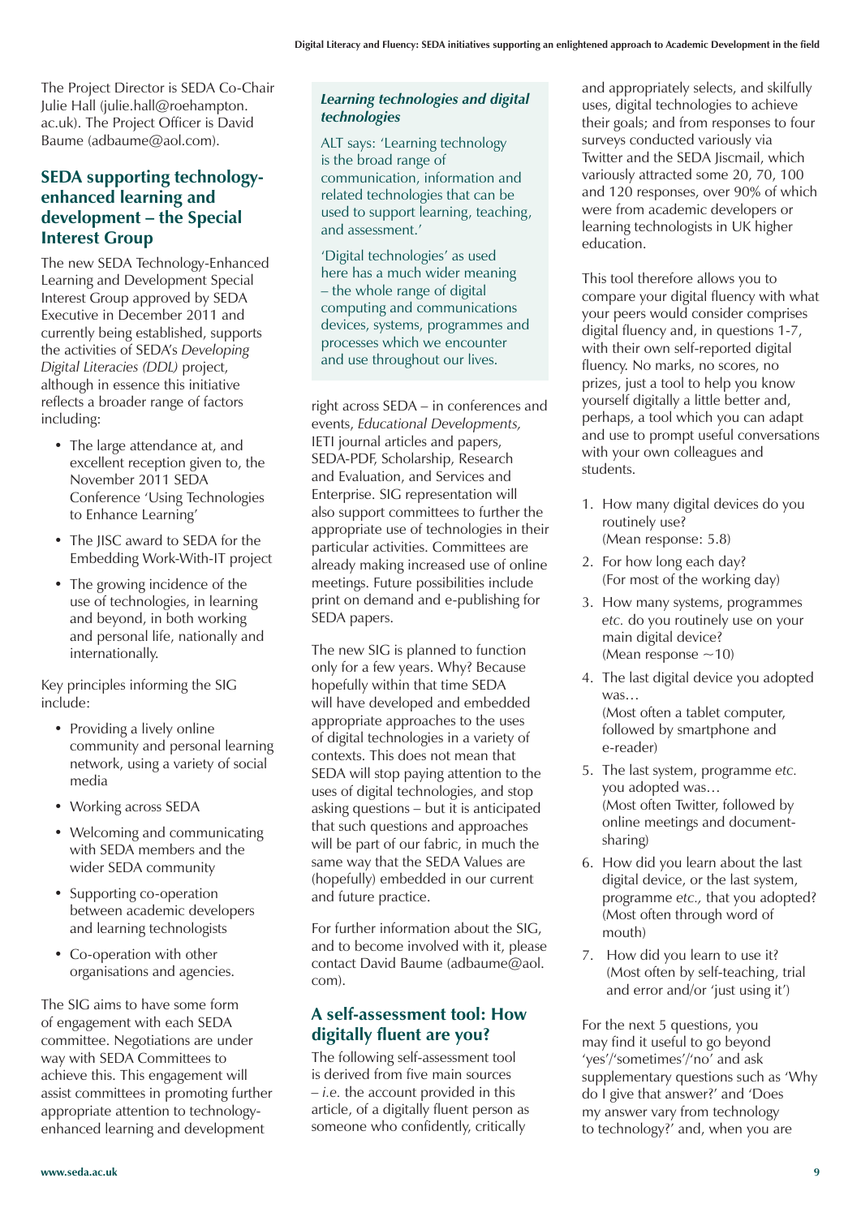The Project Director is SEDA Co-Chair Julie Hall (julie.hall@roehampton.ac.uk). The Project Officer is David Baume (adbaume@aol.com).

## SEDA supporting technology-enhanced learning and development – the Special Interest Group

The new SEDA Technology-Enhanced Learning and Development Special Interest Group approved by SEDA Executive in December 2011 and currently being established, supports the activities of SEDA's *Developing Digital Literacies (DDL)* project, although in essence this initiative reflects a broader range of factors including:

- The large attendance at, and excellent reception given to, the November 2011 SEDA Conference 'Using Technologies to Enhance Learning'
- The JISC award to SEDA for the Embedding Work-With-IT project
- The growing incidence of the use of technologies, in learning and beyond, in both working and personal life, nationally and internationally.

Key principles informing the SIG include:

- Providing a lively online community and personal learning network, using a variety of social media
- Working across SEDA
- Welcoming and communicating with SEDA members and the wider SEDA community
- Supporting co-operation between academic developers and learning technologists
- Co-operation with other organisations and agencies.

The SIG aims to have some form of engagement with each SEDA committee. Negotiations are under way with SEDA Committees to achieve this. This engagement will assist committees in promoting further appropriate attention to technology-enhanced learning and development right across SEDA – in conferences and events, *Educational Developments,* IETI journal articles and papers, SEDA-PDF, Scholarship, Research and Evaluation, and Services and Enterprise. SIG representation will also support committees to further the appropriate use of technologies in their particular activities. Committees are already making increased use of online meetings. Future possibilities include print on demand and e-publishing for SEDA papers.

> ***Learning technologies and digital technologies***
>
> ALT says: 'Learning technology is the broad range of communication, information and related technologies that can be used to support learning, teaching, and assessment.'
>
> 'Digital technologies' as used here has a much wider meaning – the whole range of digital computing and communications devices, systems, programmes and processes which we encounter and use throughout our lives.

The new SIG is planned to function only for a few years. Why? Because hopefully within that time SEDA will have developed and embedded appropriate approaches to the uses of digital technologies in a variety of contexts. This does not mean that SEDA will stop paying attention to the uses of digital technologies, and stop asking questions – but it is anticipated that such questions and approaches will be part of our fabric, in much the same way that the SEDA Values are (hopefully) embedded in our current and future practice.

For further information about the SIG, and to become involved with it, please contact David Baume (adbaume@aol.com).

## A self-assessment tool: How digitally fluent are you?

The following self-assessment tool is derived from five main sources – *i.e.* the account provided in this article, of a digitally fluent person as someone who confidently, critically and appropriately selects, and skilfully uses, digital technologies to achieve their goals; and from responses to four surveys conducted variously via Twitter and the SEDA Jiscmail, which variously attracted some 20, 70, 100 and 120 responses, over 90% of which were from academic developers or learning technologists in UK higher education.

This tool therefore allows you to compare your digital fluency with what your peers would consider comprises digital fluency and, in questions 1-7, with their own self-reported digital fluency. No marks, no scores, no prizes, just a tool to help you know yourself digitally a little better and, perhaps, a tool which you can adapt and use to prompt useful conversations with your own colleagues and students.

1. How many digital devices do you routinely use?
   (Mean response: 5.8)
2. For how long each day?
   (For most of the working day)
3. How many systems, programmes *etc.* do you routinely use on your main digital device?
   (Mean response ~10)
4. The last digital device you adopted was…
   (Most often a tablet computer, followed by smartphone and e-reader)
5. The last system, programme *etc.* you adopted was…
   (Most often Twitter, followed by online meetings and document-sharing)
6. How did you learn about the last digital device, or the last system, programme *etc.,* that you adopted?
   (Most often through word of mouth)
7. How did you learn to use it?
   (Most often by self-teaching, trial and error and/or 'just using it')

For the next 5 questions, you may find it useful to go beyond 'yes'/'sometimes'/'no' and ask supplementary questions such as 'Why do I give that answer?' and 'Does my answer vary from technology to technology?' and, when you are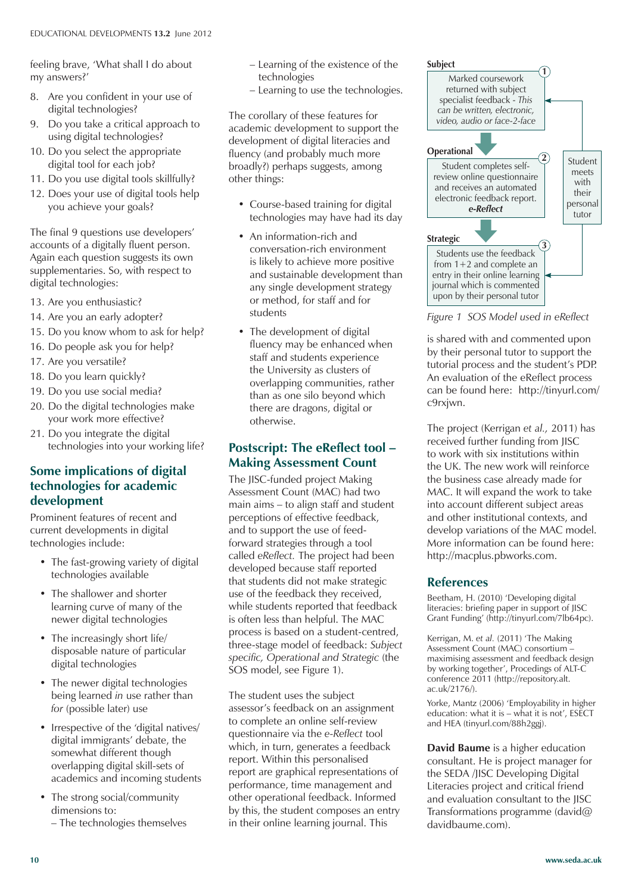feeling brave, 'What shall I do about my answers?'

8. Are you confident in your use of digital technologies?
9. Do you take a critical approach to using digital technologies?
10. Do you select the appropriate digital tool for each job?
11. Do you use digital tools skillfully?
12. Does your use of digital tools help you achieve your goals?

The final 9 questions use developers' accounts of a digitally fluent person. Again each question suggests its own supplementaries. So, with respect to digital technologies:

13. Are you enthusiastic?
14. Are you an early adopter?
15. Do you know whom to ask for help?
16. Do people ask you for help?
17. Are you versatile?
18. Do you learn quickly?
19. Do you use social media?
20. Do the digital technologies make your work more effective?
21. Do you integrate the digital technologies into your working life?

## Some implications of digital technologies for academic development

Prominent features of recent and current developments in digital technologies include:

- The fast-growing variety of digital technologies available
- The shallower and shorter learning curve of many of the newer digital technologies
- The increasingly short life/disposable nature of particular digital technologies
- The newer digital technologies being learned *in* use rather than *for* (possible later) use
- Irrespective of the 'digital natives/digital immigrants' debate, the somewhat different though overlapping digital skill-sets of academics and incoming students
- The strong social/community dimensions to:
  - The technologies themselves
  - Learning of the existence of the technologies
  - Learning to use the technologies.

The corollary of these features for academic development to support the development of digital literacies and fluency (and probably much more broadly?) perhaps suggests, among other things:

- Course-based training for digital technologies may have had its day
- An information-rich and conversation-rich environment is likely to achieve more positive and sustainable development than any single development strategy or method, for staff and for students
- The development of digital fluency may be enhanced when staff and students experience the University as clusters of overlapping communities, rather than as one silo beyond which there are dragons, digital or otherwise.

## Postscript: The eReflect tool – Making Assessment Count

The JISC-funded project Making Assessment Count (MAC) had two main aims – to align staff and student perceptions of effective feedback, and to support the use of feed-forward strategies through a tool called *eReflect.* The project had been developed because staff reported that students did not make strategic use of the feedback they received, while students reported that feedback is often less than helpful. The MAC process is based on a student-centred, three-stage model of feedback: *Subject specific, Operational and Strategic* (the SOS model, see Figure 1).

The student uses the subject assessor's feedback on an assignment to complete an online self-review questionnaire via the *e-Reflect* tool which, in turn, generates a feedback report. Within this personalised report are graphical representations of performance, time management and other operational feedback. Informed by this, the student composes an entry in their online learning journal. This

**Subject**
1. Marked coursework returned with subject specialist feedback - *This can be written, electronic, video, audio or face-2-face*

**Operational**
2. Student completes self-review online questionnaire and receives an automated electronic feedback report. ***e-Reflect***

**Strategic**
3. Students use the feedback from 1+2 and complete an entry in their online learning journal which is commented upon by their personal tutor

Student meets with their personal tutor

*Figure 1 SOS Model used in eReflect*

is shared with and commented upon by their personal tutor to support the tutorial process and the student's PDP. An evaluation of the eReflect process can be found here: http://tinyurl.com/c9rxjwn.

The project (Kerrigan *et al.,* 2011) has received further funding from JISC to work with six institutions within the UK. The new work will reinforce the business case already made for MAC. It will expand the work to take into account different subject areas and other institutional contexts, and develop variations of the MAC model. More information can be found here: http://macplus.pbworks.com.

## References

Beetham, H. (2010) 'Developing digital literacies: briefing paper in support of JISC Grant Funding' (http://tinyurl.com/7lb64pc).

Kerrigan, M. *et al.* (2011) 'The Making Assessment Count (MAC) consortium – maximising assessment and feedback design by working together', Procedings of ALT-C conference 2011 (http://repository.alt.ac.uk/2176/).

Yorke, Mantz (2006) 'Employability in higher education: what it is – what it is not', ESECT and HEA (tinyurl.com/88h2ggj).

**David Baume** is a higher education consultant. He is project manager for the SEDA /JISC Developing Digital Literacies project and critical friend and evaluation consultant to the JISC Transformations programme (david@davidbaume.com).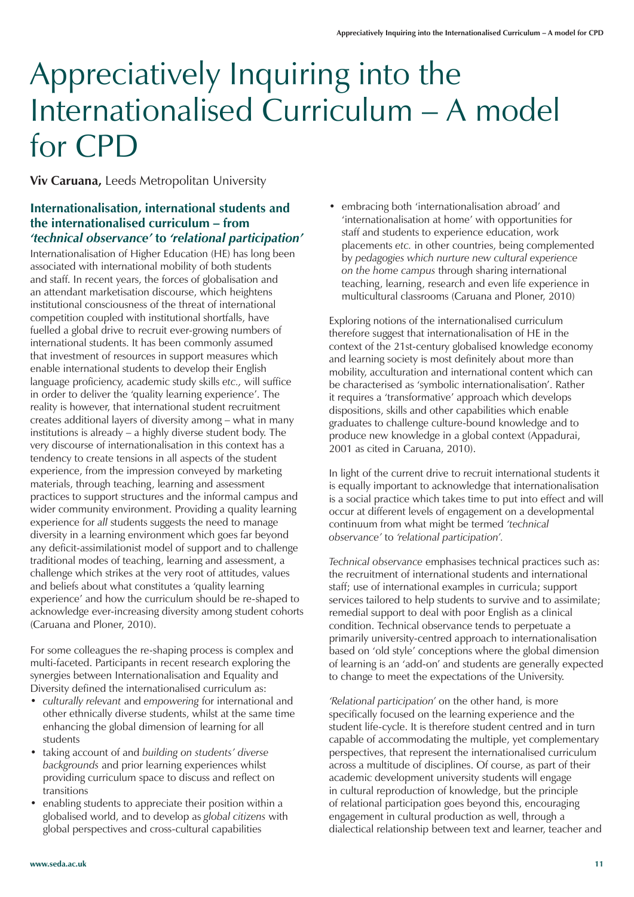# Appreciatively Inquiring into the Internationalised Curriculum – A model for CPD

**Viv Caruana,** Leeds Metropolitan University

## Internationalisation, international students and the internationalised curriculum – from *'technical observance'* to *'relational participation'*

Internationalisation of Higher Education (HE) has long been associated with international mobility of both students and staff. In recent years, the forces of globalisation and an attendant marketisation discourse, which heightens institutional consciousness of the threat of international competition coupled with institutional shortfalls, have fuelled a global drive to recruit ever-growing numbers of international students. It has been commonly assumed that investment of resources in support measures which enable international students to develop their English language proficiency, academic study skills *etc.,* will suffice in order to deliver the 'quality learning experience'. The reality is however, that international student recruitment creates additional layers of diversity among – what in many institutions is already – a highly diverse student body. The very discourse of internationalisation in this context has a tendency to create tensions in all aspects of the student experience, from the impression conveyed by marketing materials, through teaching, learning and assessment practices to support structures and the informal campus and wider community environment. Providing a quality learning experience for *all* students suggests the need to manage diversity in a learning environment which goes far beyond any deficit-assimilationist model of support and to challenge traditional modes of teaching, learning and assessment, a challenge which strikes at the very root of attitudes, values and beliefs about what constitutes a 'quality learning experience' and how the curriculum should be re-shaped to acknowledge ever-increasing diversity among student cohorts (Caruana and Ploner, 2010).

For some colleagues the re-shaping process is complex and multi-faceted. Participants in recent research exploring the synergies between Internationalisation and Equality and Diversity defined the internationalised curriculum as:

- *culturally relevant* and *empowering* for international and other ethnically diverse students, whilst at the same time enhancing the global dimension of learning for all students
- taking account of and *building on students' diverse backgrounds* and prior learning experiences whilst providing curriculum space to discuss and reflect on transitions
- enabling students to appreciate their position within a globalised world, and to develop as *global citizens* with global perspectives and cross-cultural capabilities
- embracing both 'internationalisation abroad' and 'internationalisation at home' with opportunities for staff and students to experience education, work placements *etc.* in other countries, being complemented by *pedagogies which nurture new cultural experience on the home campus* through sharing international teaching, learning, research and even life experience in multicultural classrooms (Caruana and Ploner, 2010)

Exploring notions of the internationalised curriculum therefore suggest that internationalisation of HE in the context of the 21st-century globalised knowledge economy and learning society is most definitely about more than mobility, acculturation and international content which can be characterised as 'symbolic internationalisation'. Rather it requires a 'transformative' approach which develops dispositions, skills and other capabilities which enable graduates to challenge culture-bound knowledge and to produce new knowledge in a global context (Appadurai, 2001 as cited in Caruana, 2010).

In light of the current drive to recruit international students it is equally important to acknowledge that internationalisation is a social practice which takes time to put into effect and will occur at different levels of engagement on a developmental continuum from what might be termed *'technical observance'* to *'relational participation'.*

*Technical observance* emphasises technical practices such as: the recruitment of international students and international staff; use of international examples in curricula; support services tailored to help students to survive and to assimilate; remedial support to deal with poor English as a clinical condition. Technical observance tends to perpetuate a primarily university-centred approach to internationalisation based on 'old style' conceptions where the global dimension of learning is an 'add-on' and students are generally expected to change to meet the expectations of the University.

*'Relational participation'* on the other hand, is more specifically focused on the learning experience and the student life-cycle. It is therefore student centred and in turn capable of accommodating the multiple, yet complementary perspectives, that represent the internationalised curriculum across a multitude of disciplines. Of course, as part of their academic development university students will engage in cultural reproduction of knowledge, but the principle of relational participation goes beyond this, encouraging engagement in cultural production as well, through a dialectical relationship between text and learner, teacher and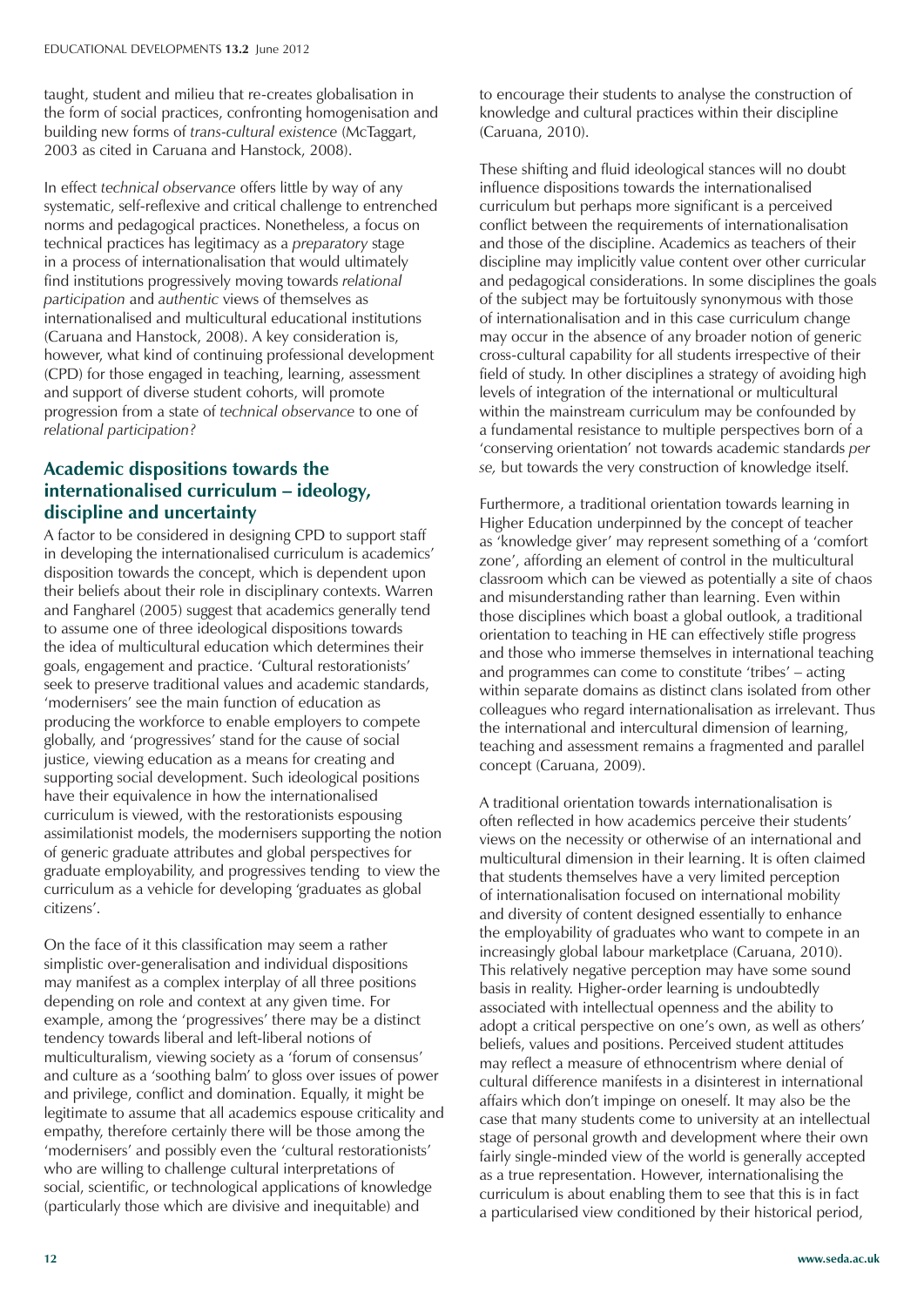taught, student and milieu that re-creates globalisation in the form of social practices, confronting homogenisation and building new forms of *trans-cultural existence* (McTaggart, 2003 as cited in Caruana and Hanstock, 2008).

In effect *technical observance* offers little by way of any systematic, self-reflexive and critical challenge to entrenched norms and pedagogical practices. Nonetheless, a focus on technical practices has legitimacy as a *preparatory* stage in a process of internationalisation that would ultimately find institutions progressively moving towards *relational participation* and *authentic* views of themselves as internationalised and multicultural educational institutions (Caruana and Hanstock, 2008). A key consideration is, however, what kind of continuing professional development (CPD) for those engaged in teaching, learning, assessment and support of diverse student cohorts, will promote progression from a state of *technical observance* to one of *relational participation?*

## Academic dispositions towards the internationalised curriculum – ideology, discipline and uncertainty

A factor to be considered in designing CPD to support staff in developing the internationalised curriculum is academics' disposition towards the concept, which is dependent upon their beliefs about their role in disciplinary contexts. Warren and Fangharel (2005) suggest that academics generally tend to assume one of three ideological dispositions towards the idea of multicultural education which determines their goals, engagement and practice. 'Cultural restorationists' seek to preserve traditional values and academic standards, 'modernisers' see the main function of education as producing the workforce to enable employers to compete globally, and 'progressives' stand for the cause of social justice, viewing education as a means for creating and supporting social development. Such ideological positions have their equivalence in how the internationalised curriculum is viewed, with the restorationists espousing assimilationist models, the modernisers supporting the notion of generic graduate attributes and global perspectives for graduate employability, and progressives tending to view the curriculum as a vehicle for developing 'graduates as global citizens'.

On the face of it this classification may seem a rather simplistic over-generalisation and individual dispositions may manifest as a complex interplay of all three positions depending on role and context at any given time. For example, among the 'progressives' there may be a distinct tendency towards liberal and left-liberal notions of multiculturalism, viewing society as a 'forum of consensus' and culture as a 'soothing balm' to gloss over issues of power and privilege, conflict and domination. Equally, it might be legitimate to assume that all academics espouse criticality and empathy, therefore certainly there will be those among the 'modernisers' and possibly even the 'cultural restorationists' who are willing to challenge cultural interpretations of social, scientific, or technological applications of knowledge (particularly those which are divisive and inequitable) and to encourage their students to analyse the construction of knowledge and cultural practices within their discipline (Caruana, 2010).

These shifting and fluid ideological stances will no doubt influence dispositions towards the internationalised curriculum but perhaps more significant is a perceived conflict between the requirements of internationalisation and those of the discipline. Academics as teachers of their discipline may implicitly value content over other curricular and pedagogical considerations. In some disciplines the goals of the subject may be fortuitously synonymous with those of internationalisation and in this case curriculum change may occur in the absence of any broader notion of generic cross-cultural capability for all students irrespective of their field of study. In other disciplines a strategy of avoiding high levels of integration of the international or multicultural within the mainstream curriculum may be confounded by a fundamental resistance to multiple perspectives born of a 'conserving orientation' not towards academic standards *per se,* but towards the very construction of knowledge itself.

Furthermore, a traditional orientation towards learning in Higher Education underpinned by the concept of teacher as 'knowledge giver' may represent something of a 'comfort zone', affording an element of control in the multicultural classroom which can be viewed as potentially a site of chaos and misunderstanding rather than learning. Even within those disciplines which boast a global outlook, a traditional orientation to teaching in HE can effectively stifle progress and those who immerse themselves in international teaching and programmes can come to constitute 'tribes' – acting within separate domains as distinct clans isolated from other colleagues who regard internationalisation as irrelevant. Thus the international and intercultural dimension of learning, teaching and assessment remains a fragmented and parallel concept (Caruana, 2009).

A traditional orientation towards internationalisation is often reflected in how academics perceive their students' views on the necessity or otherwise of an international and multicultural dimension in their learning. It is often claimed that students themselves have a very limited perception of internationalisation focused on international mobility and diversity of content designed essentially to enhance the employability of graduates who want to compete in an increasingly global labour marketplace (Caruana, 2010). This relatively negative perception may have some sound basis in reality. Higher-order learning is undoubtedly associated with intellectual openness and the ability to adopt a critical perspective on one's own, as well as others' beliefs, values and positions. Perceived student attitudes may reflect a measure of ethnocentrism where denial of cultural difference manifests in a disinterest in international affairs which don't impinge on oneself. It may also be the case that many students come to university at an intellectual stage of personal growth and development where their own fairly single-minded view of the world is generally accepted as a true representation. However, internationalising the curriculum is about enabling them to see that this is in fact a particularised view conditioned by their historical period,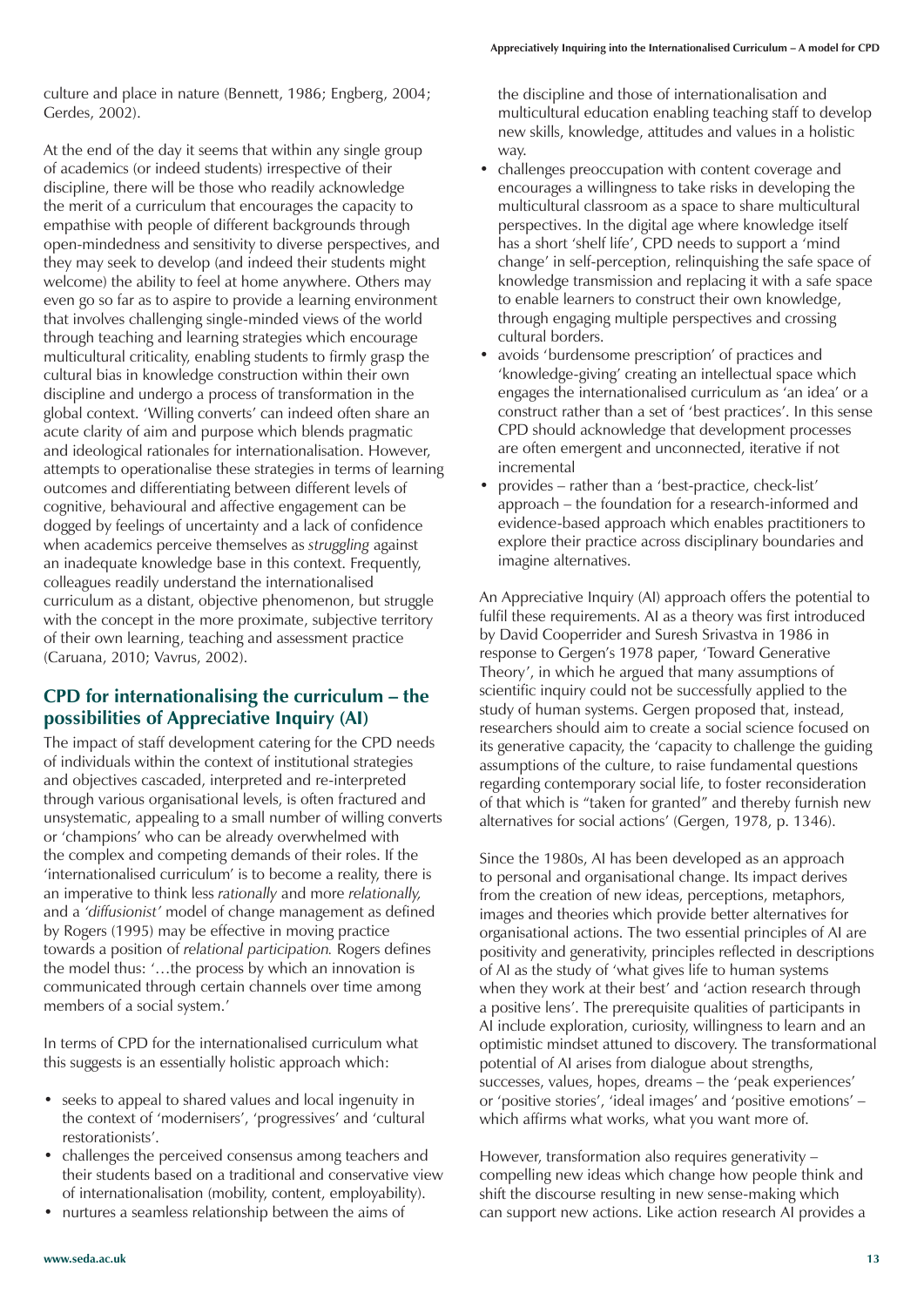culture and place in nature (Bennett, 1986; Engberg, 2004; Gerdes, 2002).

At the end of the day it seems that within any single group of academics (or indeed students) irrespective of their discipline, there will be those who readily acknowledge the merit of a curriculum that encourages the capacity to empathise with people of different backgrounds through open-mindedness and sensitivity to diverse perspectives, and they may seek to develop (and indeed their students might welcome) the ability to feel at home anywhere. Others may even go so far as to aspire to provide a learning environment that involves challenging single-minded views of the world through teaching and learning strategies which encourage multicultural criticality, enabling students to firmly grasp the cultural bias in knowledge construction within their own discipline and undergo a process of transformation in the global context. 'Willing converts' can indeed often share an acute clarity of aim and purpose which blends pragmatic and ideological rationales for internationalisation. However, attempts to operationalise these strategies in terms of learning outcomes and differentiating between different levels of cognitive, behavioural and affective engagement can be dogged by feelings of uncertainty and a lack of confidence when academics perceive themselves as *struggling* against an inadequate knowledge base in this context. Frequently, colleagues readily understand the internationalised curriculum as a distant, objective phenomenon, but struggle with the concept in the more proximate, subjective territory of their own learning, teaching and assessment practice (Caruana, 2010; Vavrus, 2002).

## CPD for internationalising the curriculum – the possibilities of Appreciative Inquiry (AI)

The impact of staff development catering for the CPD needs of individuals within the context of institutional strategies and objectives cascaded, interpreted and re-interpreted through various organisational levels, is often fractured and unsystematic, appealing to a small number of willing converts or 'champions' who can be already overwhelmed with the complex and competing demands of their roles. If the 'internationalised curriculum' is to become a reality, there is an imperative to think less *rationally* and more *relationally,* and a *'diffusionist'* model of change management as defined by Rogers (1995) may be effective in moving practice towards a position of *relational participation.* Rogers defines the model thus: '…the process by which an innovation is communicated through certain channels over time among members of a social system.'

In terms of CPD for the internationalised curriculum what this suggests is an essentially holistic approach which:

- seeks to appeal to shared values and local ingenuity in the context of 'modernisers', 'progressives' and 'cultural restorationists'.
- challenges the perceived consensus among teachers and their students based on a traditional and conservative view of internationalisation (mobility, content, employability).
- nurtures a seamless relationship between the aims of the discipline and those of internationalisation and multicultural education enabling teaching staff to develop new skills, knowledge, attitudes and values in a holistic way.
- challenges preoccupation with content coverage and encourages a willingness to take risks in developing the multicultural classroom as a space to share multicultural perspectives. In the digital age where knowledge itself has a short 'shelf life', CPD needs to support a 'mind change' in self-perception, relinquishing the safe space of knowledge transmission and replacing it with a safe space to enable learners to construct their own knowledge, through engaging multiple perspectives and crossing cultural borders.
- avoids 'burdensome prescription' of practices and 'knowledge-giving' creating an intellectual space which engages the internationalised curriculum as 'an idea' or a construct rather than a set of 'best practices'. In this sense CPD should acknowledge that development processes are often emergent and unconnected, iterative if not incremental
- provides – rather than a 'best-practice, check-list' approach – the foundation for a research-informed and evidence-based approach which enables practitioners to explore their practice across disciplinary boundaries and imagine alternatives.

An Appreciative Inquiry (AI) approach offers the potential to fulfil these requirements. AI as a theory was first introduced by David Cooperrider and Suresh Srivastva in 1986 in response to Gergen's 1978 paper, 'Toward Generative Theory', in which he argued that many assumptions of scientific inquiry could not be successfully applied to the study of human systems. Gergen proposed that, instead, researchers should aim to create a social science focused on its generative capacity, the 'capacity to challenge the guiding assumptions of the culture, to raise fundamental questions regarding contemporary social life, to foster reconsideration of that which is "taken for granted" and thereby furnish new alternatives for social actions' (Gergen, 1978, p. 1346).

Since the 1980s, AI has been developed as an approach to personal and organisational change. Its impact derives from the creation of new ideas, perceptions, metaphors, images and theories which provide better alternatives for organisational actions. The two essential principles of AI are positivity and generativity, principles reflected in descriptions of AI as the study of 'what gives life to human systems when they work at their best' and 'action research through a positive lens'. The prerequisite qualities of participants in AI include exploration, curiosity, willingness to learn and an optimistic mindset attuned to discovery. The transformational potential of AI arises from dialogue about strengths, successes, values, hopes, dreams – the 'peak experiences' or 'positive stories', 'ideal images' and 'positive emotions' – which affirms what works, what you want more of.

However, transformation also requires generativity – compelling new ideas which change how people think and shift the discourse resulting in new sense-making which can support new actions. Like action research AI provides a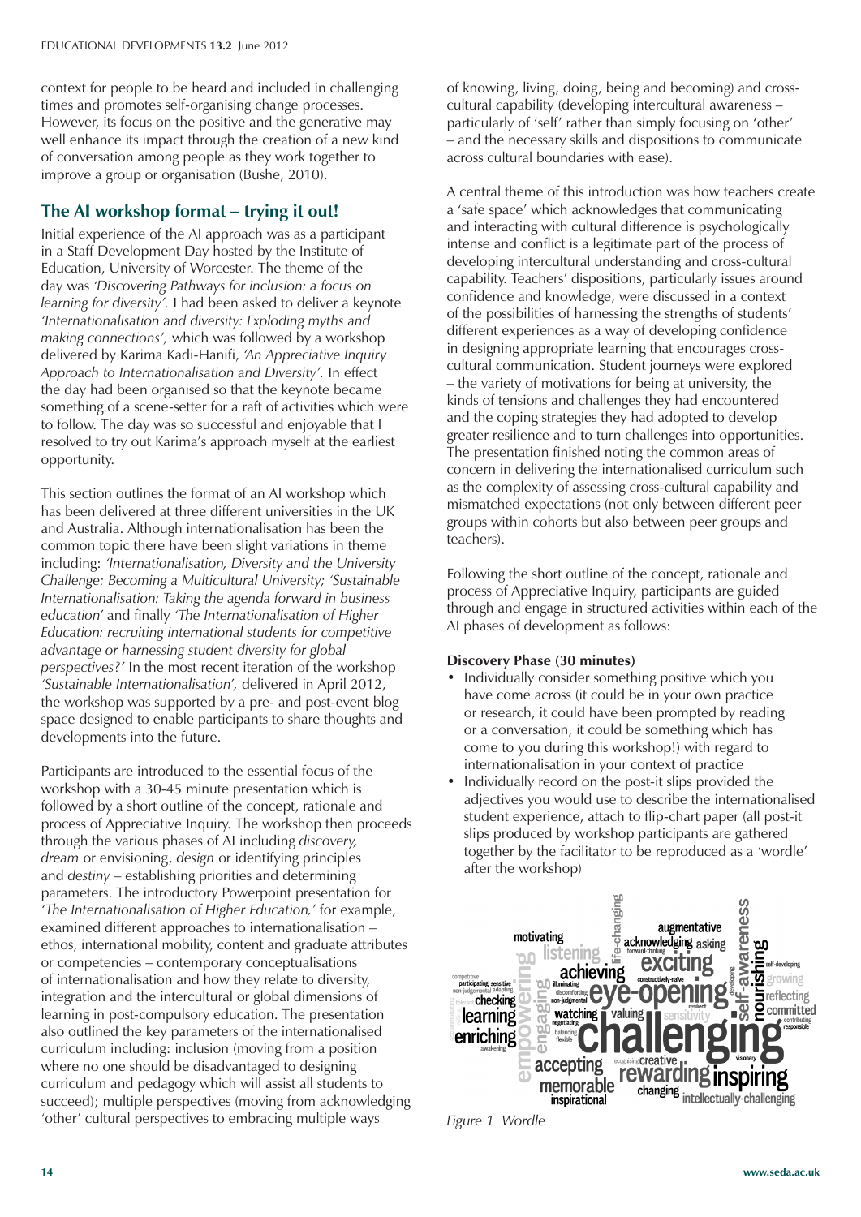context for people to be heard and included in challenging times and promotes self-organising change processes. However, its focus on the positive and the generative may well enhance its impact through the creation of a new kind of conversation among people as they work together to improve a group or organisation (Bushe, 2010).

## The AI workshop format – trying it out!

Initial experience of the AI approach was as a participant in a Staff Development Day hosted by the Institute of Education, University of Worcester. The theme of the day was *'Discovering Pathways for inclusion: a focus on learning for diversity'.* I had been asked to deliver a keynote *'Internationalisation and diversity: Exploding myths and making connections',* which was followed by a workshop delivered by Karima Kadi-Hanifi, *'An Appreciative Inquiry Approach to Internationalisation and Diversity'.* In effect the day had been organised so that the keynote became something of a scene-setter for a raft of activities which were to follow. The day was so successful and enjoyable that I resolved to try out Karima's approach myself at the earliest opportunity.

This section outlines the format of an AI workshop which has been delivered at three different universities in the UK and Australia. Although internationalisation has been the common topic there have been slight variations in theme including: *'Internationalisation, Diversity and the University Challenge: Becoming a Multicultural University; 'Sustainable Internationalisation: Taking the agenda forward in business education'* and finally *'The Internationalisation of Higher Education: recruiting international students for competitive advantage or harnessing student diversity for global perspectives?'* In the most recent iteration of the workshop *'Sustainable Internationalisation',* delivered in April 2012, the workshop was supported by a pre- and post-event blog space designed to enable participants to share thoughts and developments into the future.

Participants are introduced to the essential focus of the workshop with a 30-45 minute presentation which is followed by a short outline of the concept, rationale and process of Appreciative Inquiry. The workshop then proceeds through the various phases of AI including *discovery, dream* or envisioning, *design* or identifying principles and *destiny* – establishing priorities and determining parameters. The introductory Powerpoint presentation for *'The Internationalisation of Higher Education,'* for example, examined different approaches to internationalisation – ethos, international mobility, content and graduate attributes or competencies – contemporary conceptualisations of internationalisation and how they relate to diversity, integration and the intercultural or global dimensions of learning in post-compulsory education. The presentation also outlined the key parameters of the internationalised curriculum including: inclusion (moving from a position where no one should be disadvantaged to designing curriculum and pedagogy which will assist all students to succeed); multiple perspectives (moving from acknowledging 'other' cultural perspectives to embracing multiple ways of knowing, living, doing, being and becoming) and cross-cultural capability (developing intercultural awareness – particularly of 'self' rather than simply focusing on 'other' – and the necessary skills and dispositions to communicate across cultural boundaries with ease).

A central theme of this introduction was how teachers create a 'safe space' which acknowledges that communicating and interacting with cultural difference is psychologically intense and conflict is a legitimate part of the process of developing intercultural understanding and cross-cultural capability. Teachers' dispositions, particularly issues around confidence and knowledge, were discussed in a context of the possibilities of harnessing the strengths of students' different experiences as a way of developing confidence in designing appropriate learning that encourages cross-cultural communication. Student journeys were explored – the variety of motivations for being at university, the kinds of tensions and challenges they had encountered and the coping strategies they had adopted to develop greater resilience and to turn challenges into opportunities. The presentation finished noting the common areas of concern in delivering the internationalised curriculum such as the complexity of assessing cross-cultural capability and mismatched expectations (not only between different peer groups within cohorts but also between peer groups and teachers).

Following the short outline of the concept, rationale and process of Appreciative Inquiry, participants are guided through and engage in structured activities within each of the AI phases of development as follows:

**Discovery Phase (30 minutes)**

- Individually consider something positive which you have come across (it could be in your own practice or research, it could have been prompted by reading or a conversation, it could be something which has come to you during this workshop!) with regard to internationalisation in your context of practice
- Individually record on the post-it slips provided the adjectives you would use to describe the internationalised student experience, attach to flip-chart paper (all post-it slips produced by workshop participants are gathered together by the facilitator to be reproduced as a 'wordle' after the workshop)

*Figure 1 Wordle*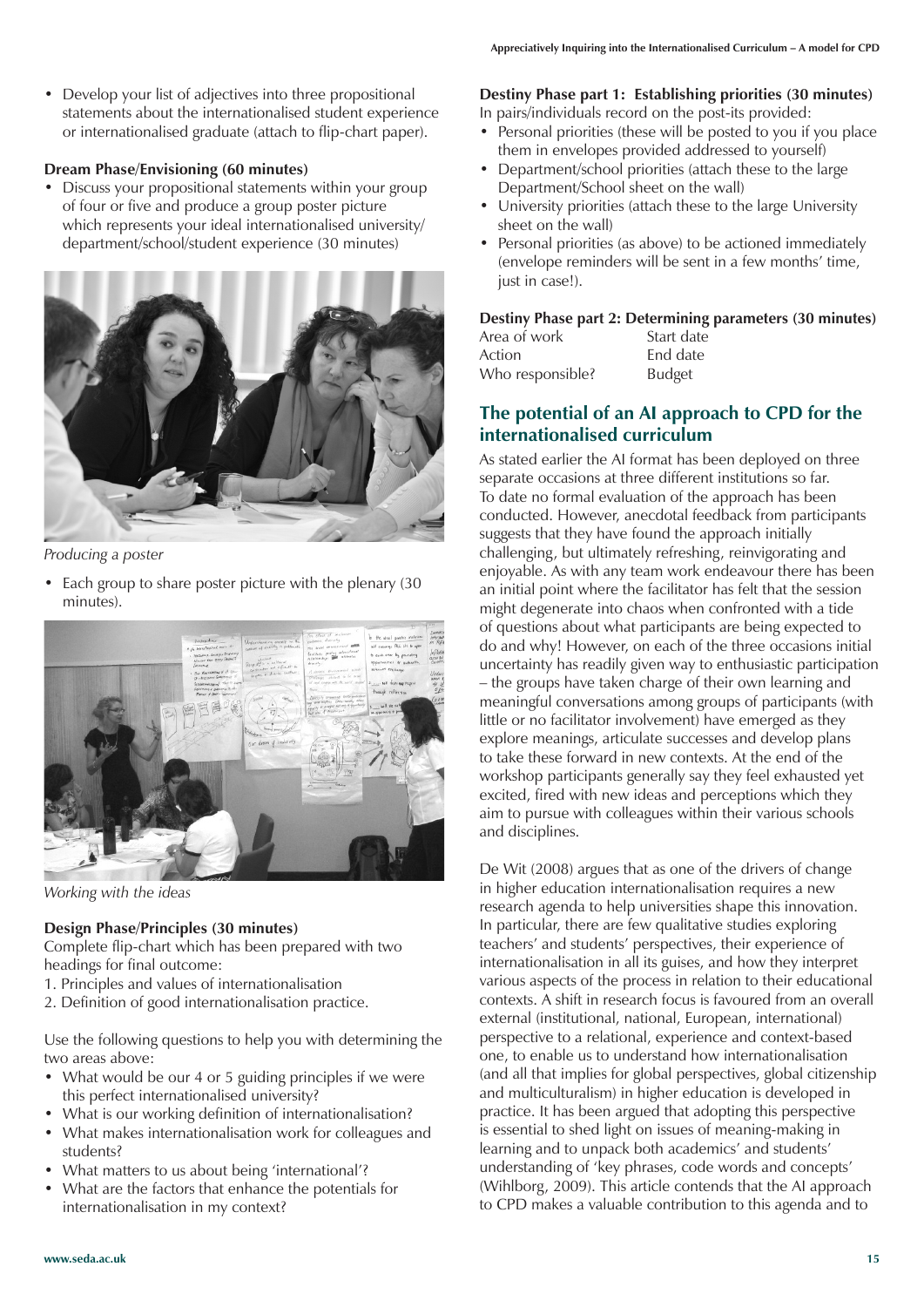- Develop your list of adjectives into three propositional statements about the internationalised student experience or internationalised graduate (attach to flip-chart paper).

**Dream Phase/Envisioning (60 minutes)**

- Discuss your propositional statements within your group of four or five and produce a group poster picture which represents your ideal internationalised university/ department/school/student experience (30 minutes)

*Producing a poster*

- Each group to share poster picture with the plenary (30 minutes).

*Working with the ideas*

**Design Phase/Principles (30 minutes)**

Complete flip-chart which has been prepared with two headings for final outcome:

1. Principles and values of internationalisation
2. Definition of good internationalisation practice.

Use the following questions to help you with determining the two areas above:

- What would be our 4 or 5 guiding principles if we were this perfect internationalised university?
- What is our working definition of internationalisation?
- What makes internationalisation work for colleagues and students?
- What matters to us about being 'international'?
- What are the factors that enhance the potentials for internationalisation in my context?

**Destiny Phase part 1: Establishing priorities (30 minutes)**

In pairs/individuals record on the post-its provided:

- Personal priorities (these will be posted to you if you place them in envelopes provided addressed to yourself)
- Department/school priorities (attach these to the large Department/School sheet on the wall)
- University priorities (attach these to the large University sheet on the wall)
- Personal priorities (as above) to be actioned immediately (envelope reminders will be sent in a few months' time, just in case!).

**Destiny Phase part 2: Determining parameters (30 minutes)**

| | |
|---|---|
| Area of work | Start date |
| Action | End date |
| Who responsible? | Budget |

## The potential of an AI approach to CPD for the internationalised curriculum

As stated earlier the AI format has been deployed on three separate occasions at three different institutions so far. To date no formal evaluation of the approach has been conducted. However, anecdotal feedback from participants suggests that they have found the approach initially challenging, but ultimately refreshing, reinvigorating and enjoyable. As with any team work endeavour there has been an initial point where the facilitator has felt that the session might degenerate into chaos when confronted with a tide of questions about what participants are being expected to do and why! However, on each of the three occasions initial uncertainty has readily given way to enthusiastic participation – the groups have taken charge of their own learning and meaningful conversations among groups of participants (with little or no facilitator involvement) have emerged as they explore meanings, articulate successes and develop plans to take these forward in new contexts. At the end of the workshop participants generally say they feel exhausted yet excited, fired with new ideas and perceptions which they aim to pursue with colleagues within their various schools and disciplines.

De Wit (2008) argues that as one of the drivers of change in higher education internationalisation requires a new research agenda to help universities shape this innovation. In particular, there are few qualitative studies exploring teachers' and students' perspectives, their experience of internationalisation in all its guises, and how they interpret various aspects of the process in relation to their educational contexts. A shift in research focus is favoured from an overall external (institutional, national, European, international) perspective to a relational, experience and context-based one, to enable us to understand how internationalisation (and all that implies for global perspectives, global citizenship and multiculturalism) in higher education is developed in practice. It has been argued that adopting this perspective is essential to shed light on issues of meaning-making in learning and to unpack both academics' and students' understanding of 'key phrases, code words and concepts' (Wihlborg, 2009). This article contends that the AI approach to CPD makes a valuable contribution to this agenda and to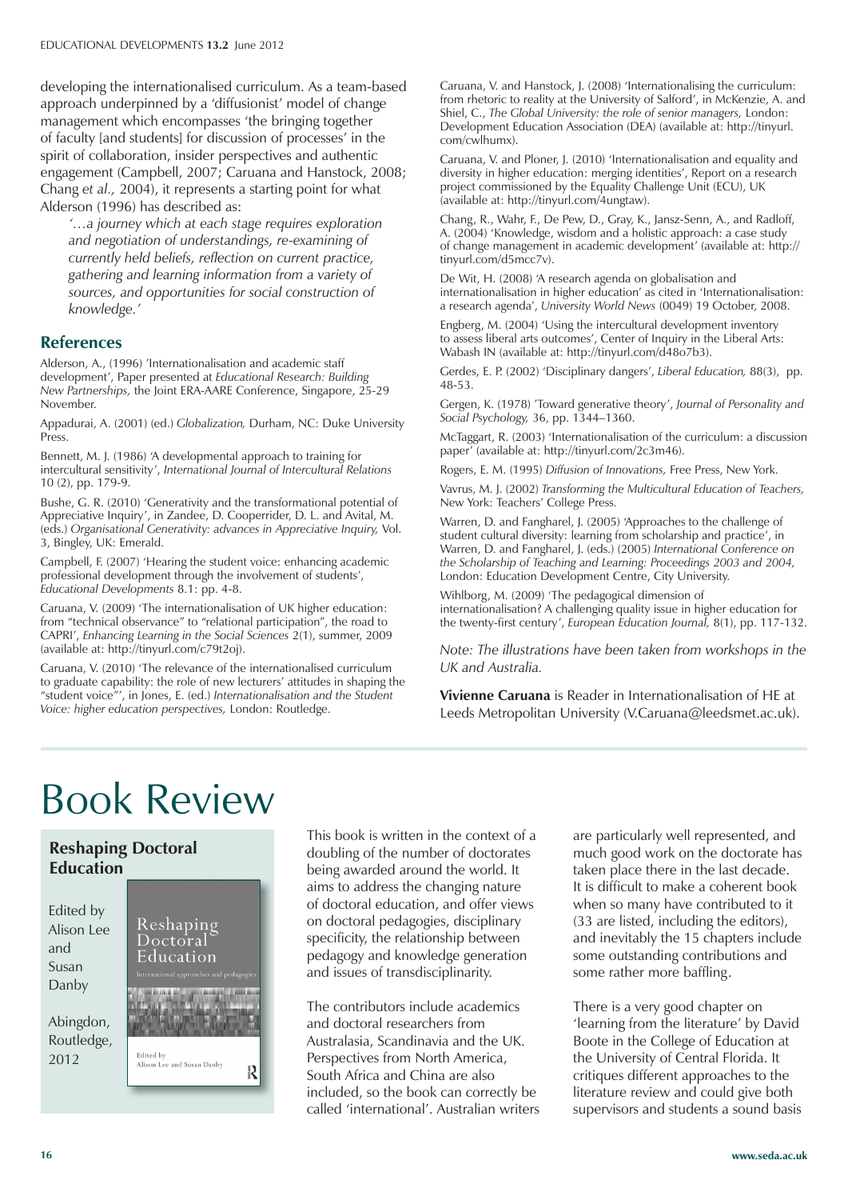developing the internationalised curriculum. As a team-based approach underpinned by a 'diffusionist' model of change management which encompasses 'the bringing together of faculty [and students] for discussion of processes' in the spirit of collaboration, insider perspectives and authentic engagement (Campbell, 2007; Caruana and Hanstock, 2008; Chang *et al.,* 2004), it represents a starting point for what Alderson (1996) has described as:

> *'…a journey which at each stage requires exploration and negotiation of understandings, re-examining of currently held beliefs, reflection on current practice, gathering and learning information from a variety of sources, and opportunities for social construction of knowledge.'*

## References

Alderson, A., (1996) 'Internationalisation and academic staff development', Paper presented at *Educational Research: Building New Partnerships,* the Joint ERA-AARE Conference, Singapore, 25-29 November.

Appadurai, A. (2001) (ed.) *Globalization,* Durham, NC: Duke University Press.

Bennett, M. J. (1986) 'A developmental approach to training for intercultural sensitivity', *International Journal of Intercultural Relations* 10 (2), pp. 179-9.

Bushe, G. R. (2010) 'Generativity and the transformational potential of Appreciative Inquiry', in Zandee, D. Cooperrider, D. L. and Avital, M. (eds.) *Organisational Generativity: advances in Appreciative Inquiry,* Vol. 3, Bingley, UK: Emerald.

Campbell, F. (2007) 'Hearing the student voice: enhancing academic professional development through the involvement of students', *Educational Developments* 8.1: pp. 4-8.

Caruana, V. (2009) 'The internationalisation of UK higher education: from "technical observance" to "relational participation", the road to CAPRI', *Enhancing Learning in the Social Sciences* 2(1), summer, 2009 (available at: http://tinyurl.com/c79t2oj).

Caruana, V. (2010) 'The relevance of the internationalised curriculum to graduate capability: the role of new lecturers' attitudes in shaping the "student voice"', in Jones, E. (ed.) *Internationalisation and the Student Voice: higher education perspectives,* London: Routledge.

Caruana, V. and Hanstock, J. (2008) 'Internationalising the curriculum: from rhetoric to reality at the University of Salford', in McKenzie, A. and Shiel, C., *The Global University: the role of senior managers,* London: Development Education Association (DEA) (available at: http://tinyurl.com/cwlhumx).

Caruana, V. and Ploner, J. (2010) 'Internationalisation and equality and diversity in higher education: merging identities', Report on a research project commissioned by the Equality Challenge Unit (ECU), UK (available at: http://tinyurl.com/4ungtaw).

Chang, R., Wahr, F., De Pew, D., Gray, K., Jansz-Senn, A., and Radloff, A. (2004) 'Knowledge, wisdom and a holistic approach: a case study of change management in academic development' (available at: http://tinyurl.com/d5mcc7v).

De Wit, H. (2008) 'A research agenda on globalisation and internationalisation in higher education' as cited in 'Internationalisation: a research agenda', *University World News* (0049) 19 October, 2008.

Engberg, M. (2004) 'Using the intercultural development inventory to assess liberal arts outcomes', Center of Inquiry in the Liberal Arts: Wabash IN (available at: http://tinyurl.com/d48o7b3).

Gerdes, E. P. (2002) 'Disciplinary dangers', *Liberal Education,* 88(3), pp. 48-53.

Gergen, K. (1978) 'Toward generative theory', *Journal of Personality and Social Psychology,* 36, pp. 1344–1360.

McTaggart, R. (2003) 'Internationalisation of the curriculum: a discussion paper' (available at: http://tinyurl.com/2c3m46).

Rogers, E. M. (1995) *Diffusion of Innovations,* Free Press, New York.

Vavrus, M. J. (2002) *Transforming the Multicultural Education of Teachers,* New York: Teachers' College Press.

Warren, D. and Fangharel, J. (2005) 'Approaches to the challenge of student cultural diversity: learning from scholarship and practice', in Warren, D. and Fangharel, J. (eds.) (2005) *International Conference on the Scholarship of Teaching and Learning: Proceedings 2003 and 2004,* London: Education Development Centre, City University.

Wihlborg, M. (2009) 'The pedagogical dimension of internationalisation? A challenging quality issue in higher education for the twenty-first century', *European Education Journal,* 8(1), pp. 117-132.

*Note: The illustrations have been taken from workshops in the UK and Australia.*

**Vivienne Caruana** is Reader in Internationalisation of HE at Leeds Metropolitan University (V.Caruana@leedsmet.ac.uk).

# Book Review

## Reshaping Doctoral Education

Edited by Alison Lee and Susan Danby

Abingdon, Routledge, 2012

This book is written in the context of a doubling of the number of doctorates being awarded around the world. It aims to address the changing nature of doctoral education, and offer views on doctoral pedagogies, disciplinary specificity, the relationship between pedagogy and knowledge generation and issues of transdisciplinarity.

The contributors include academics and doctoral researchers from Australasia, Scandinavia and the UK. Perspectives from North America, South Africa and China are also included, so the book can correctly be called 'international'. Australian writers are particularly well represented, and much good work on the doctorate has taken place there in the last decade. It is difficult to make a coherent book when so many have contributed to it (33 are listed, including the editors), and inevitably the 15 chapters include some outstanding contributions and some rather more baffling.

There is a very good chapter on 'learning from the literature' by David Boote in the College of Education at the University of Central Florida. It critiques different approaches to the literature review and could give both supervisors and students a sound basis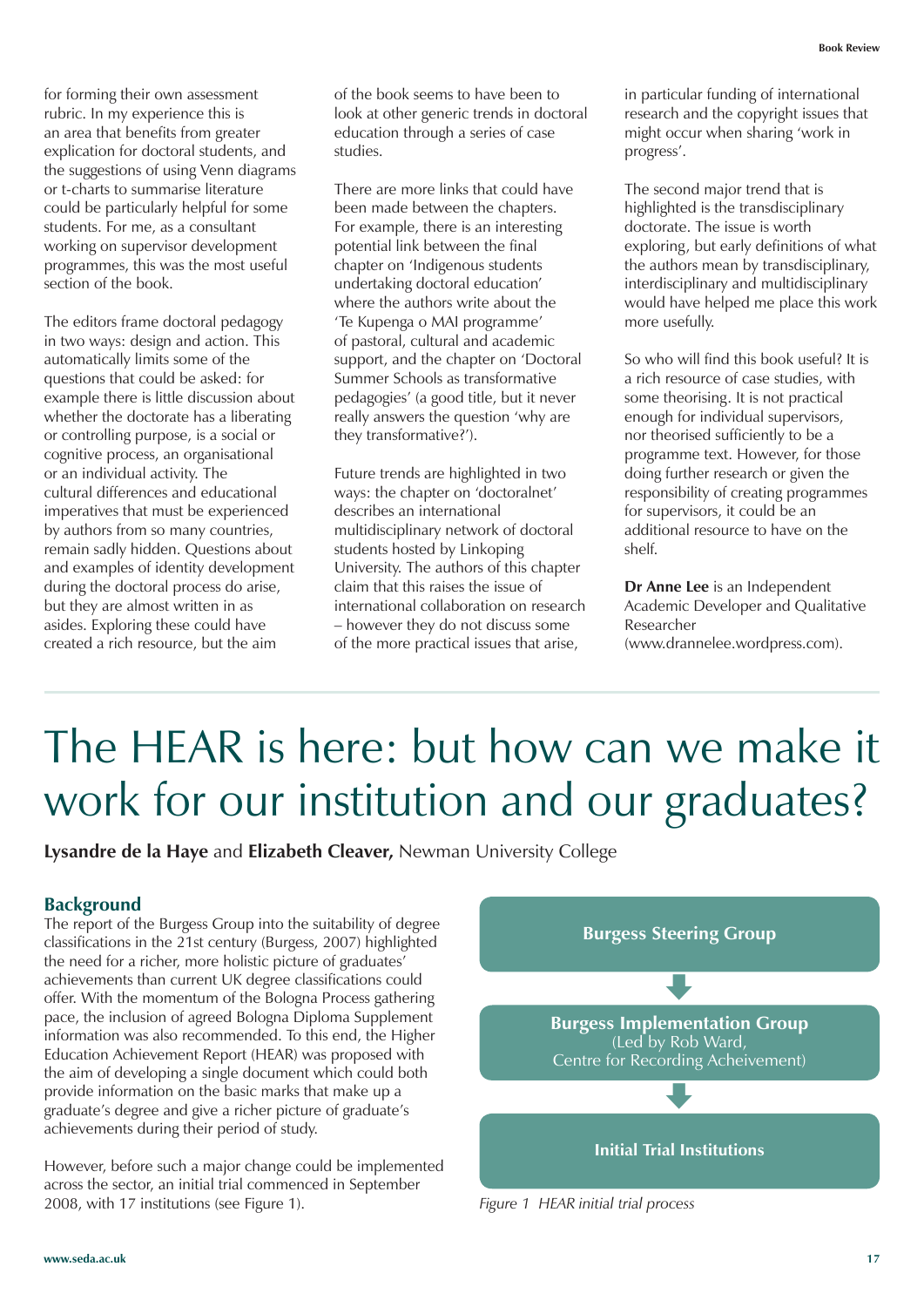for forming their own assessment rubric. In my experience this is an area that benefits from greater explication for doctoral students, and the suggestions of using Venn diagrams or t-charts to summarise literature could be particularly helpful for some students. For me, as a consultant working on supervisor development programmes, this was the most useful section of the book.

The editors frame doctoral pedagogy in two ways: design and action. This automatically limits some of the questions that could be asked: for example there is little discussion about whether the doctorate has a liberating or controlling purpose, is a social or cognitive process, an organisational or an individual activity. The cultural differences and educational imperatives that must be experienced by authors from so many countries, remain sadly hidden. Questions about and examples of identity development during the doctoral process do arise, but they are almost written in as asides. Exploring these could have created a rich resource, but the aim of the book seems to have been to look at other generic trends in doctoral education through a series of case studies.

There are more links that could have been made between the chapters. For example, there is an interesting potential link between the final chapter on 'Indigenous students undertaking doctoral education' where the authors write about the 'Te Kupenga o MAI programme' of pastoral, cultural and academic support, and the chapter on 'Doctoral Summer Schools as transformative pedagogies' (a good title, but it never really answers the question 'why are they transformative?').

Future trends are highlighted in two ways: the chapter on 'doctoralnet' describes an international multidisciplinary network of doctoral students hosted by Linkoping University. The authors of this chapter claim that this raises the issue of international collaboration on research – however they do not discuss some of the more practical issues that arise, in particular funding of international research and the copyright issues that might occur when sharing 'work in progress'.

The second major trend that is highlighted is the transdisciplinary doctorate. The issue is worth exploring, but early definitions of what the authors mean by transdisciplinary, interdisciplinary and multidisciplinary would have helped me place this work more usefully.

So who will find this book useful? It is a rich resource of case studies, with some theorising. It is not practical enough for individual supervisors, nor theorised sufficiently to be a programme text. However, for those doing further research or given the responsibility of creating programmes for supervisors, it could be an additional resource to have on the shelf.

**Dr Anne Lee** is an Independent Academic Developer and Qualitative Researcher (www.drannelee.wordpress.com).

# The HEAR is here: but how can we make it work for our institution and our graduates?

**Lysandre de la Haye** and **Elizabeth Cleaver,** Newman University College

## Background

The report of the Burgess Group into the suitability of degree classifications in the 21st century (Burgess, 2007) highlighted the need for a richer, more holistic picture of graduates' achievements than current UK degree classifications could offer. With the momentum of the Bologna Process gathering pace, the inclusion of agreed Bologna Diploma Supplement information was also recommended. To this end, the Higher Education Achievement Report (HEAR) was proposed with the aim of developing a single document which could both provide information on the basic marks that make up a graduate's degree and give a richer picture of graduate's achievements during their period of study.

However, before such a major change could be implemented across the sector, an initial trial commenced in September 2008, with 17 institutions (see Figure 1).

**Burgess Steering Group**

↓

**Burgess Implementation Group**
(Led by Rob Ward, Centre for Recording Acheivement)

↓

**Initial Trial Institutions**

*Figure 1 HEAR initial trial process*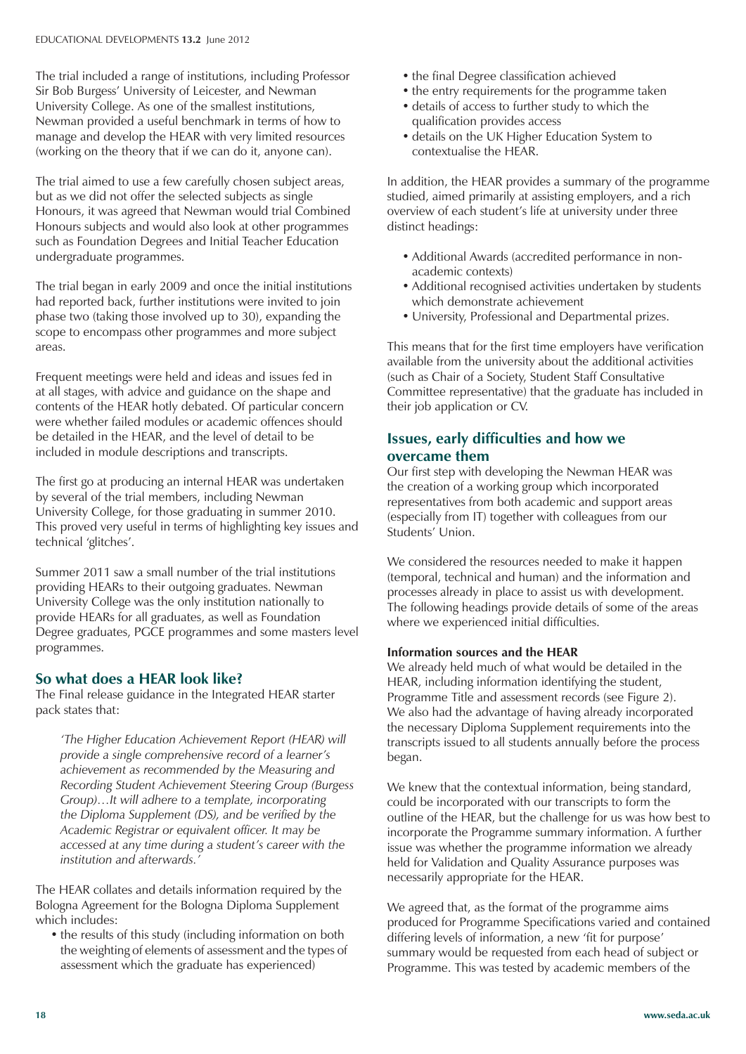The trial included a range of institutions, including Professor Sir Bob Burgess' University of Leicester, and Newman University College. As one of the smallest institutions, Newman provided a useful benchmark in terms of how to manage and develop the HEAR with very limited resources (working on the theory that if we can do it, anyone can).

The trial aimed to use a few carefully chosen subject areas, but as we did not offer the selected subjects as single Honours, it was agreed that Newman would trial Combined Honours subjects and would also look at other programmes such as Foundation Degrees and Initial Teacher Education undergraduate programmes.

The trial began in early 2009 and once the initial institutions had reported back, further institutions were invited to join phase two (taking those involved up to 30), expanding the scope to encompass other programmes and more subject areas.

Frequent meetings were held and ideas and issues fed in at all stages, with advice and guidance on the shape and contents of the HEAR hotly debated. Of particular concern were whether failed modules or academic offences should be detailed in the HEAR, and the level of detail to be included in module descriptions and transcripts.

The first go at producing an internal HEAR was undertaken by several of the trial members, including Newman University College, for those graduating in summer 2010. This proved very useful in terms of highlighting key issues and technical 'glitches'.

Summer 2011 saw a small number of the trial institutions providing HEARs to their outgoing graduates. Newman University College was the only institution nationally to provide HEARs for all graduates, as well as Foundation Degree graduates, PGCE programmes and some masters level programmes.

## So what does a HEAR look like?

The Final release guidance in the Integrated HEAR starter pack states that:

> *'The Higher Education Achievement Report (HEAR) will provide a single comprehensive record of a learner's achievement as recommended by the Measuring and Recording Student Achievement Steering Group (Burgess Group)…It will adhere to a template, incorporating the Diploma Supplement (DS), and be verified by the Academic Registrar or equivalent officer. It may be accessed at any time during a student's career with the institution and afterwards.'*

The HEAR collates and details information required by the Bologna Agreement for the Bologna Diploma Supplement which includes:

- the results of this study (including information on both the weighting of elements of assessment and the types of assessment which the graduate has experienced)
- the final Degree classification achieved
- the entry requirements for the programme taken
- details of access to further study to which the qualification provides access
- details on the UK Higher Education System to contextualise the HEAR.

In addition, the HEAR provides a summary of the programme studied, aimed primarily at assisting employers, and a rich overview of each student's life at university under three distinct headings:

- Additional Awards (accredited performance in non-academic contexts)
- Additional recognised activities undertaken by students which demonstrate achievement
- University, Professional and Departmental prizes.

This means that for the first time employers have verification available from the university about the additional activities (such as Chair of a Society, Student Staff Consultative Committee representative) that the graduate has included in their job application or CV.

## Issues, early difficulties and how we overcame them

Our first step with developing the Newman HEAR was the creation of a working group which incorporated representatives from both academic and support areas (especially from IT) together with colleagues from our Students' Union.

We considered the resources needed to make it happen (temporal, technical and human) and the information and processes already in place to assist us with development. The following headings provide details of some of the areas where we experienced initial difficulties.

**Information sources and the HEAR**

We already held much of what would be detailed in the HEAR, including information identifying the student, Programme Title and assessment records (see Figure 2). We also had the advantage of having already incorporated the necessary Diploma Supplement requirements into the transcripts issued to all students annually before the process began.

We knew that the contextual information, being standard, could be incorporated with our transcripts to form the outline of the HEAR, but the challenge for us was how best to incorporate the Programme summary information. A further issue was whether the programme information we already held for Validation and Quality Assurance purposes was necessarily appropriate for the HEAR.

We agreed that, as the format of the programme aims produced for Programme Specifications varied and contained differing levels of information, a new 'fit for purpose' summary would be requested from each head of subject or Programme. This was tested by academic members of the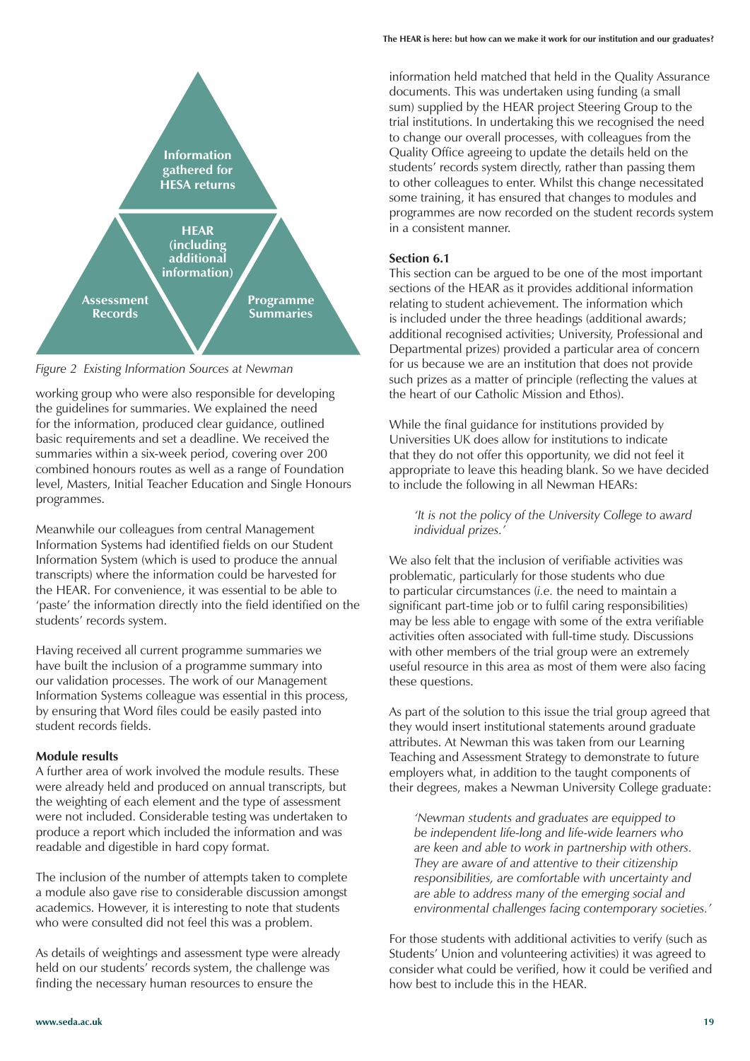Information gathered for HESA returns

HEAR (including additional information)

Assessment Records

Programme Summaries

*Figure 2 Existing Information Sources at Newman*

working group who were also responsible for developing the guidelines for summaries. We explained the need for the information, produced clear guidance, outlined basic requirements and set a deadline. We received the summaries within a six-week period, covering over 200 combined honours routes as well as a range of Foundation level, Masters, Initial Teacher Education and Single Honours programmes.

Meanwhile our colleagues from central Management Information Systems had identified fields on our Student Information System (which is used to produce the annual transcripts) where the information could be harvested for the HEAR. For convenience, it was essential to be able to 'paste' the information directly into the field identified on the students' records system.

Having received all current programme summaries we have built the inclusion of a programme summary into our validation processes. The work of our Management Information Systems colleague was essential in this process, by ensuring that Word files could be easily pasted into student records fields.

**Module results**

A further area of work involved the module results. These were already held and produced on annual transcripts, but the weighting of each element and the type of assessment were not included. Considerable testing was undertaken to produce a report which included the information and was readable and digestible in hard copy format.

The inclusion of the number of attempts taken to complete a module also gave rise to considerable discussion amongst academics. However, it is interesting to note that students who were consulted did not feel this was a problem.

As details of weightings and assessment type were already held on our students' records system, the challenge was finding the necessary human resources to ensure the information held matched that held in the Quality Assurance documents. This was undertaken using funding (a small sum) supplied by the HEAR project Steering Group to the trial institutions. In undertaking this we recognised the need to change our overall processes, with colleagues from the Quality Office agreeing to update the details held on the students' records system directly, rather than passing them to other colleagues to enter. Whilst this change necessitated some training, it has ensured that changes to modules and programmes are now recorded on the student records system in a consistent manner.

**Section 6.1**

This section can be argued to be one of the most important sections of the HEAR as it provides additional information relating to student achievement. The information which is included under the three headings (additional awards; additional recognised activities; University, Professional and Departmental prizes) provided a particular area of concern for us because we are an institution that does not provide such prizes as a matter of principle (reflecting the values at the heart of our Catholic Mission and Ethos).

While the final guidance for institutions provided by Universities UK does allow for institutions to indicate that they do not offer this opportunity, we did not feel it appropriate to leave this heading blank. So we have decided to include the following in all Newman HEARs:

> *'It is not the policy of the University College to award individual prizes.'*

We also felt that the inclusion of verifiable activities was problematic, particularly for those students who due to particular circumstances (*i.e.* the need to maintain a significant part-time job or to fulfil caring responsibilities) may be less able to engage with some of the extra verifiable activities often associated with full-time study. Discussions with other members of the trial group were an extremely useful resource in this area as most of them were also facing these questions.

As part of the solution to this issue the trial group agreed that they would insert institutional statements around graduate attributes. At Newman this was taken from our Learning Teaching and Assessment Strategy to demonstrate to future employers what, in addition to the taught components of their degrees, makes a Newman University College graduate:

> *'Newman students and graduates are equipped to be independent life-long and life-wide learners who are keen and able to work in partnership with others. They are aware of and attentive to their citizenship responsibilities, are comfortable with uncertainty and are able to address many of the emerging social and environmental challenges facing contemporary societies.'*

For those students with additional activities to verify (such as Students' Union and volunteering activities) it was agreed to consider what could be verified, how it could be verified and how best to include this in the HEAR.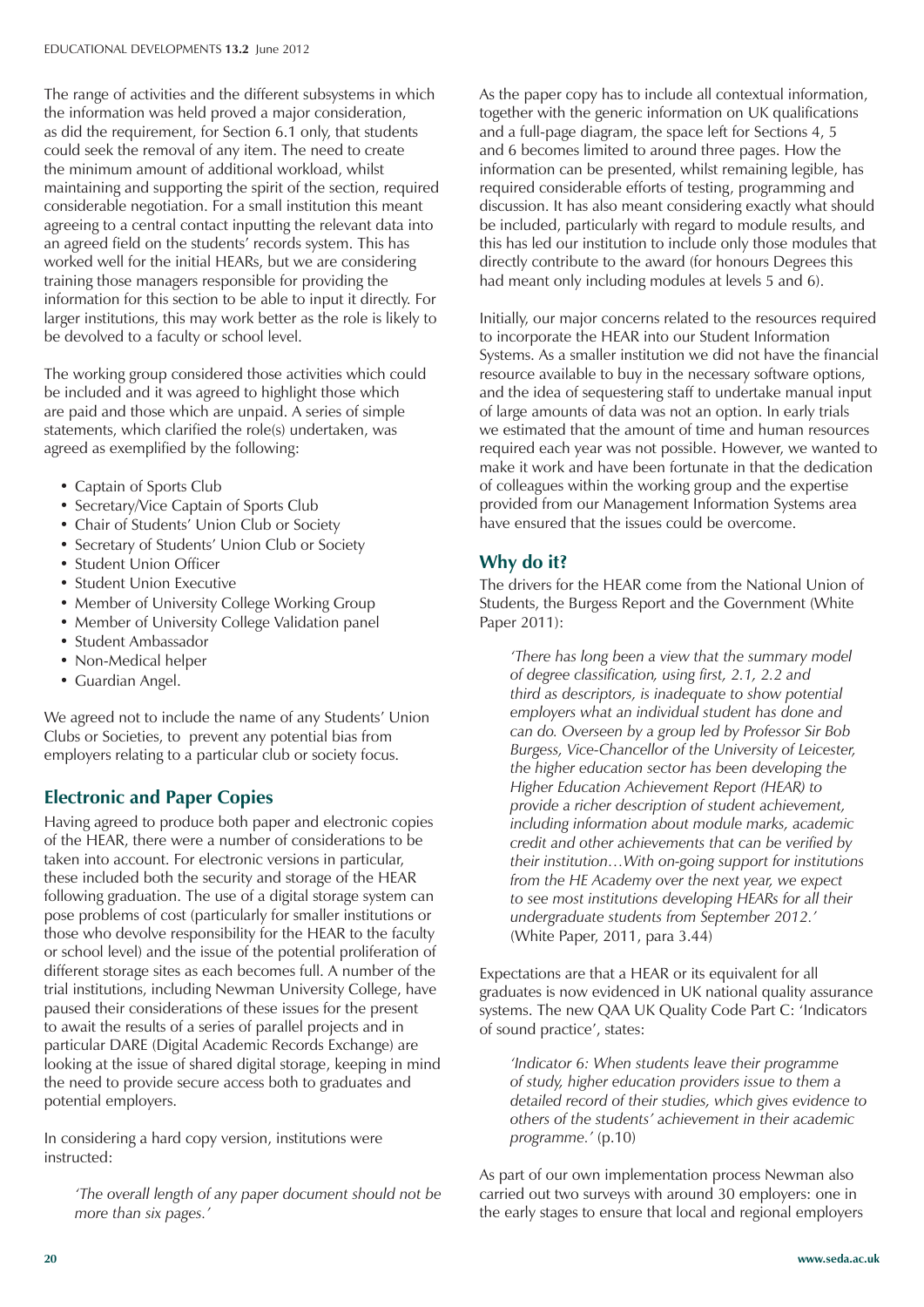The range of activities and the different subsystems in which the information was held proved a major consideration, as did the requirement, for Section 6.1 only, that students could seek the removal of any item. The need to create the minimum amount of additional workload, whilst maintaining and supporting the spirit of the section, required considerable negotiation. For a small institution this meant agreeing to a central contact inputting the relevant data into an agreed field on the students' records system. This has worked well for the initial HEARs, but we are considering training those managers responsible for providing the information for this section to be able to input it directly. For larger institutions, this may work better as the role is likely to be devolved to a faculty or school level.

The working group considered those activities which could be included and it was agreed to highlight those which are paid and those which are unpaid. A series of simple statements, which clarified the role(s) undertaken, was agreed as exemplified by the following:

- Captain of Sports Club
- Secretary/Vice Captain of Sports Club
- Chair of Students' Union Club or Society
- Secretary of Students' Union Club or Society
- Student Union Officer
- Student Union Executive
- Member of University College Working Group
- Member of University College Validation panel
- Student Ambassador
- Non-Medical helper
- Guardian Angel.

We agreed not to include the name of any Students' Union Clubs or Societies, to prevent any potential bias from employers relating to a particular club or society focus.

## Electronic and Paper Copies

Having agreed to produce both paper and electronic copies of the HEAR, there were a number of considerations to be taken into account. For electronic versions in particular, these included both the security and storage of the HEAR following graduation. The use of a digital storage system can pose problems of cost (particularly for smaller institutions or those who devolve responsibility for the HEAR to the faculty or school level) and the issue of the potential proliferation of different storage sites as each becomes full. A number of the trial institutions, including Newman University College, have paused their considerations of these issues for the present to await the results of a series of parallel projects and in particular DARE (Digital Academic Records Exchange) are looking at the issue of shared digital storage, keeping in mind the need to provide secure access both to graduates and potential employers.

In considering a hard copy version, institutions were instructed:

> *'The overall length of any paper document should not be more than six pages.'*

As the paper copy has to include all contextual information, together with the generic information on UK qualifications and a full-page diagram, the space left for Sections 4, 5 and 6 becomes limited to around three pages. How the information can be presented, whilst remaining legible, has required considerable efforts of testing, programming and discussion. It has also meant considering exactly what should be included, particularly with regard to module results, and this has led our institution to include only those modules that directly contribute to the award (for honours Degrees this had meant only including modules at levels 5 and 6).

Initially, our major concerns related to the resources required to incorporate the HEAR into our Student Information Systems. As a smaller institution we did not have the financial resource available to buy in the necessary software options, and the idea of sequestering staff to undertake manual input of large amounts of data was not an option. In early trials we estimated that the amount of time and human resources required each year was not possible. However, we wanted to make it work and have been fortunate in that the dedication of colleagues within the working group and the expertise provided from our Management Information Systems area have ensured that the issues could be overcome.

## Why do it?

The drivers for the HEAR come from the National Union of Students, the Burgess Report and the Government (White Paper 2011):

> *'There has long been a view that the summary model of degree classification, using first, 2.1, 2.2 and third as descriptors, is inadequate to show potential employers what an individual student has done and can do. Overseen by a group led by Professor Sir Bob Burgess, Vice-Chancellor of the University of Leicester, the higher education sector has been developing the Higher Education Achievement Report (HEAR) to provide a richer description of student achievement, including information about module marks, academic credit and other achievements that can be verified by their institution…With on-going support for institutions from the HE Academy over the next year, we expect to see most institutions developing HEARs for all their undergraduate students from September 2012.'* (White Paper, 2011, para 3.44)

Expectations are that a HEAR or its equivalent for all graduates is now evidenced in UK national quality assurance systems. The new QAA UK Quality Code Part C: 'Indicators of sound practice', states:

> *'Indicator 6: When students leave their programme of study, higher education providers issue to them a detailed record of their studies, which gives evidence to others of the students' achievement in their academic programme.'* (p.10)

As part of our own implementation process Newman also carried out two surveys with around 30 employers: one in the early stages to ensure that local and regional employers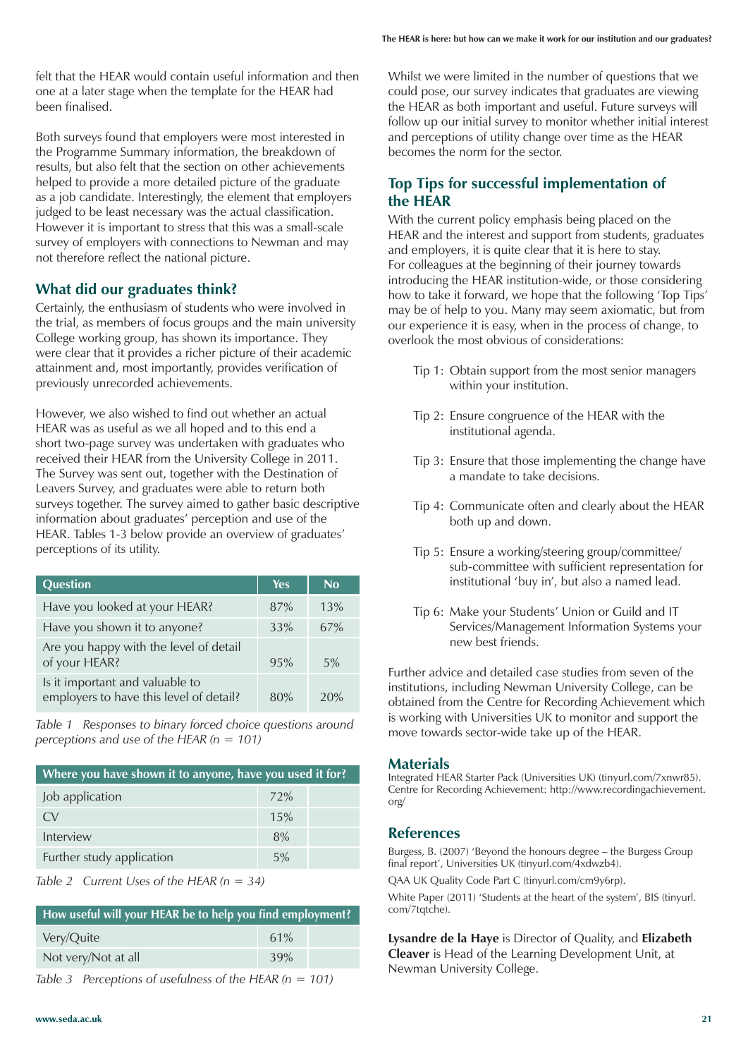felt that the HEAR would contain useful information and then one at a later stage when the template for the HEAR had been finalised.

Both surveys found that employers were most interested in the Programme Summary information, the breakdown of results, but also felt that the section on other achievements helped to provide a more detailed picture of the graduate as a job candidate. Interestingly, the element that employers judged to be least necessary was the actual classification. However it is important to stress that this was a small-scale survey of employers with connections to Newman and may not therefore reflect the national picture.

## What did our graduates think?

Certainly, the enthusiasm of students who were involved in the trial, as members of focus groups and the main university College working group, has shown its importance. They were clear that it provides a richer picture of their academic attainment and, most importantly, provides verification of previously unrecorded achievements.

However, we also wished to find out whether an actual HEAR was as useful as we all hoped and to this end a short two-page survey was undertaken with graduates who received their HEAR from the University College in 2011. The Survey was sent out, together with the Destination of Leavers Survey, and graduates were able to return both surveys together. The survey aimed to gather basic descriptive information about graduates' perception and use of the HEAR. Tables 1-3 below provide an overview of graduates' perceptions of its utility.

| Question | Yes | No |
|---|---|---|
| Have you looked at your HEAR? | 87% | 13% |
| Have you shown it to anyone? | 33% | 67% |
| Are you happy with the level of detail of your HEAR? | 95% | 5% |
| Is it important and valuable to employers to have this level of detail? | 80% | 20% |

*Table 1 Responses to binary forced choice questions around perceptions and use of the HEAR (n = 101)*

| Where you have shown it to anyone, have you used it for? | | |
|---|---|---|
| Job application | 72% | |
| CV | 15% | |
| Interview | 8% | |
| Further study application | 5% | |

*Table 2 Current Uses of the HEAR (n = 34)*

| How useful will your HEAR be to help you find employment? | | |
|---|---|---|
| Very/Quite | 61% | |
| Not very/Not at all | 39% | |

*Table 3 Perceptions of usefulness of the HEAR (n = 101)*

Whilst we were limited in the number of questions that we could pose, our survey indicates that graduates are viewing the HEAR as both important and useful. Future surveys will follow up our initial survey to monitor whether initial interest and perceptions of utility change over time as the HEAR becomes the norm for the sector.

## Top Tips for successful implementation of the HEAR

With the current policy emphasis being placed on the HEAR and the interest and support from students, graduates and employers, it is quite clear that it is here to stay. For colleagues at the beginning of their journey towards introducing the HEAR institution-wide, or those considering how to take it forward, we hope that the following 'Top Tips' may be of help to you. Many may seem axiomatic, but from our experience it is easy, when in the process of change, to overlook the most obvious of considerations:

- Tip 1: Obtain support from the most senior managers within your institution.
- Tip 2: Ensure congruence of the HEAR with the institutional agenda.
- Tip 3: Ensure that those implementing the change have a mandate to take decisions.
- Tip 4: Communicate often and clearly about the HEAR both up and down.
- Tip 5: Ensure a working/steering group/committee/sub-committee with sufficient representation for institutional 'buy in', but also a named lead.
- Tip 6: Make your Students' Union or Guild and IT Services/Management Information Systems your new best friends.

Further advice and detailed case studies from seven of the institutions, including Newman University College, can be obtained from the Centre for Recording Achievement which is working with Universities UK to monitor and support the move towards sector-wide take up of the HEAR.

## Materials

Integrated HEAR Starter Pack (Universities UK) (tinyurl.com/7xnwr85).
Centre for Recording Achievement: http://www.recordingachievement.org/

## References

Burgess, B. (2007) 'Beyond the honours degree – the Burgess Group final report', Universities UK (tinyurl.com/4xdwzb4).

QAA UK Quality Code Part C (tinyurl.com/cm9y6rp).

White Paper (2011) 'Students at the heart of the system', BIS (tinyurl.com/7tqtche).

**Lysandre de la Haye** is Director of Quality, and **Elizabeth Cleaver** is Head of the Learning Development Unit, at Newman University College.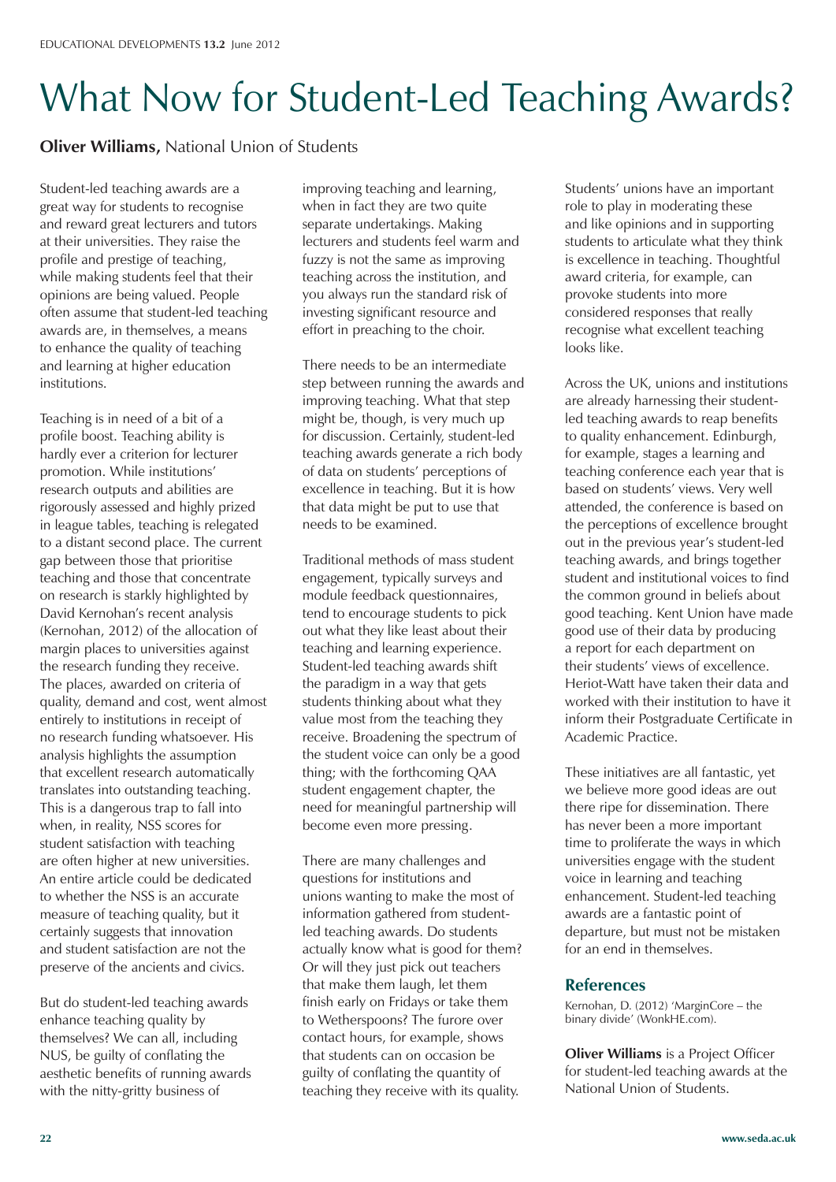# What Now for Student-Led Teaching Awards?

**Oliver Williams,** National Union of Students

Student-led teaching awards are a great way for students to recognise and reward great lecturers and tutors at their universities. They raise the profile and prestige of teaching, while making students feel that their opinions are being valued. People often assume that student-led teaching awards are, in themselves, a means to enhance the quality of teaching and learning at higher education institutions.

Teaching is in need of a bit of a profile boost. Teaching ability is hardly ever a criterion for lecturer promotion. While institutions' research outputs and abilities are rigorously assessed and highly prized in league tables, teaching is relegated to a distant second place. The current gap between those that prioritise teaching and those that concentrate on research is starkly highlighted by David Kernohan's recent analysis (Kernohan, 2012) of the allocation of margin places to universities against the research funding they receive. The places, awarded on criteria of quality, demand and cost, went almost entirely to institutions in receipt of no research funding whatsoever. His analysis highlights the assumption that excellent research automatically translates into outstanding teaching. This is a dangerous trap to fall into when, in reality, NSS scores for student satisfaction with teaching are often higher at new universities. An entire article could be dedicated to whether the NSS is an accurate measure of teaching quality, but it certainly suggests that innovation and student satisfaction are not the preserve of the ancients and civics.

But do student-led teaching awards enhance teaching quality by themselves? We can all, including NUS, be guilty of conflating the aesthetic benefits of running awards with the nitty-gritty business of improving teaching and learning, when in fact they are two quite separate undertakings. Making lecturers and students feel warm and fuzzy is not the same as improving teaching across the institution, and you always run the standard risk of investing significant resource and effort in preaching to the choir.

There needs to be an intermediate step between running the awards and improving teaching. What that step might be, though, is very much up for discussion. Certainly, student-led teaching awards generate a rich body of data on students' perceptions of excellence in teaching. But it is how that data might be put to use that needs to be examined.

Traditional methods of mass student engagement, typically surveys and module feedback questionnaires, tend to encourage students to pick out what they like least about their teaching and learning experience. Student-led teaching awards shift the paradigm in a way that gets students thinking about what they value most from the teaching they receive. Broadening the spectrum of the student voice can only be a good thing; with the forthcoming QAA student engagement chapter, the need for meaningful partnership will become even more pressing.

There are many challenges and questions for institutions and unions wanting to make the most of information gathered from student-led teaching awards. Do students actually know what is good for them? Or will they just pick out teachers that make them laugh, let them finish early on Fridays or take them to Wetherspoons? The furore over contact hours, for example, shows that students can on occasion be guilty of conflating the quantity of teaching they receive with its quality. Students' unions have an important role to play in moderating these and like opinions and in supporting students to articulate what they think is excellence in teaching. Thoughtful award criteria, for example, can provoke students into more considered responses that really recognise what excellent teaching looks like.

Across the UK, unions and institutions are already harnessing their student-led teaching awards to reap benefits to quality enhancement. Edinburgh, for example, stages a learning and teaching conference each year that is based on students' views. Very well attended, the conference is based on the perceptions of excellence brought out in the previous year's student-led teaching awards, and brings together student and institutional voices to find the common ground in beliefs about good teaching. Kent Union have made good use of their data by producing a report for each department on their students' views of excellence. Heriot-Watt have taken their data and worked with their institution to have it inform their Postgraduate Certificate in Academic Practice.

These initiatives are all fantastic, yet we believe more good ideas are out there ripe for dissemination. There has never been a more important time to proliferate the ways in which universities engage with the student voice in learning and teaching enhancement. Student-led teaching awards are a fantastic point of departure, but must not be mistaken for an end in themselves.

## References

Kernohan, D. (2012) 'MarginCore – the binary divide' (WonkHE.com).

**Oliver Williams** is a Project Officer for student-led teaching awards at the National Union of Students.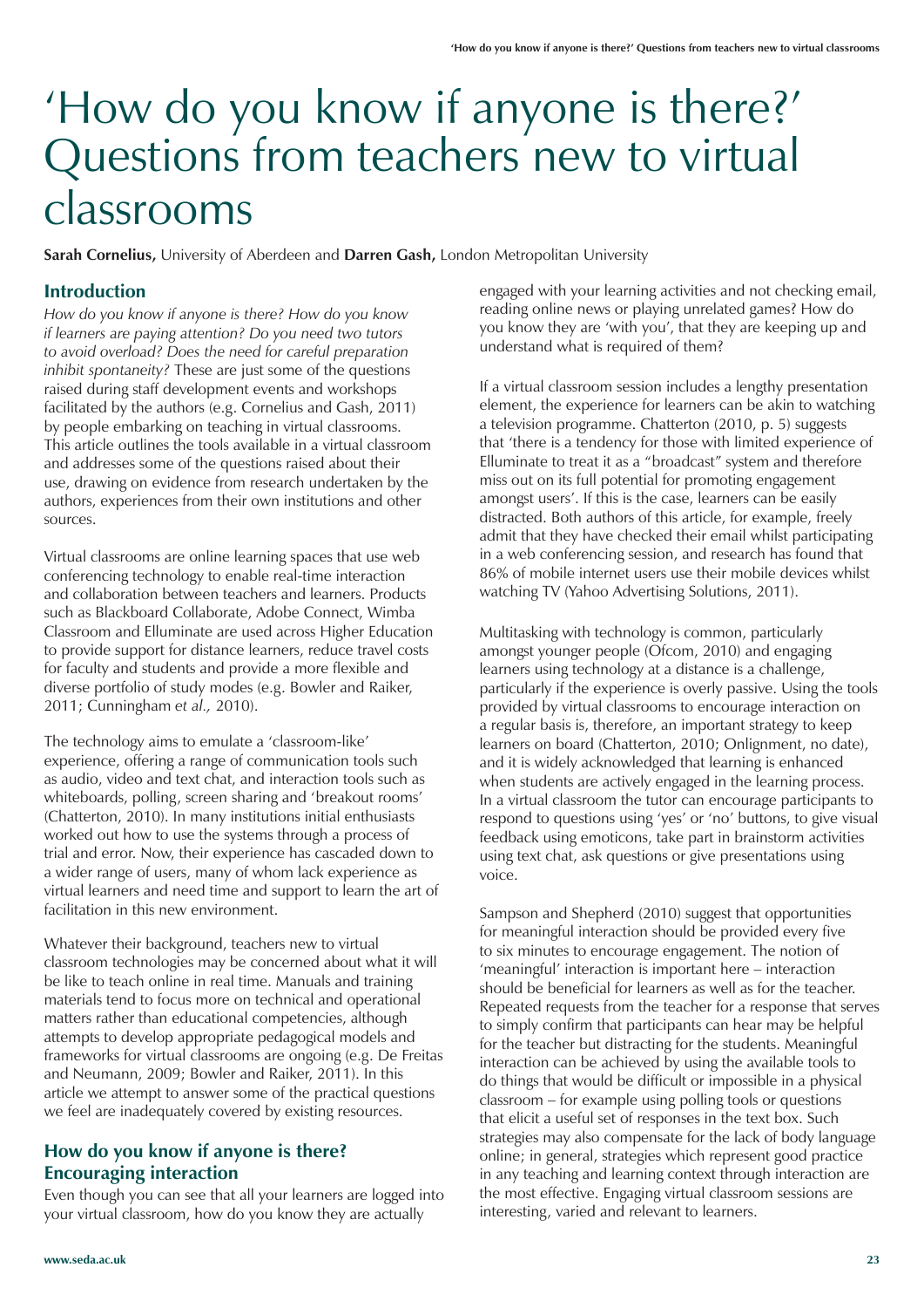# 'How do you know if anyone is there?' Questions from teachers new to virtual classrooms

**Sarah Cornelius,** University of Aberdeen and **Darren Gash,** London Metropolitan University

## Introduction

*How do you know if anyone is there? How do you know if learners are paying attention? Do you need two tutors to avoid overload? Does the need for careful preparation inhibit spontaneity?* These are just some of the questions raised during staff development events and workshops facilitated by the authors (e.g. Cornelius and Gash, 2011) by people embarking on teaching in virtual classrooms. This article outlines the tools available in a virtual classroom and addresses some of the questions raised about their use, drawing on evidence from research undertaken by the authors, experiences from their own institutions and other sources.

Virtual classrooms are online learning spaces that use web conferencing technology to enable real-time interaction and collaboration between teachers and learners. Products such as Blackboard Collaborate, Adobe Connect, Wimba Classroom and Elluminate are used across Higher Education to provide support for distance learners, reduce travel costs for faculty and students and provide a more flexible and diverse portfolio of study modes (e.g. Bowler and Raiker, 2011; Cunningham *et al.,* 2010).

The technology aims to emulate a 'classroom-like' experience, offering a range of communication tools such as audio, video and text chat, and interaction tools such as whiteboards, polling, screen sharing and 'breakout rooms' (Chatterton, 2010). In many institutions initial enthusiasts worked out how to use the systems through a process of trial and error. Now, their experience has cascaded down to a wider range of users, many of whom lack experience as virtual learners and need time and support to learn the art of facilitation in this new environment.

Whatever their background, teachers new to virtual classroom technologies may be concerned about what it will be like to teach online in real time. Manuals and training materials tend to focus more on technical and operational matters rather than educational competencies, although attempts to develop appropriate pedagogical models and frameworks for virtual classrooms are ongoing (e.g. De Freitas and Neumann, 2009; Bowler and Raiker, 2011). In this article we attempt to answer some of the practical questions we feel are inadequately covered by existing resources.

## How do you know if anyone is there? Encouraging interaction

Even though you can see that all your learners are logged into your virtual classroom, how do you know they are actually engaged with your learning activities and not checking email, reading online news or playing unrelated games? How do you know they are 'with you', that they are keeping up and understand what is required of them?

If a virtual classroom session includes a lengthy presentation element, the experience for learners can be akin to watching a television programme. Chatterton (2010, p. 5) suggests that 'there is a tendency for those with limited experience of Elluminate to treat it as a "broadcast" system and therefore miss out on its full potential for promoting engagement amongst users'. If this is the case, learners can be easily distracted. Both authors of this article, for example, freely admit that they have checked their email whilst participating in a web conferencing session, and research has found that 86% of mobile internet users use their mobile devices whilst watching TV (Yahoo Advertising Solutions, 2011).

Multitasking with technology is common, particularly amongst younger people (Ofcom, 2010) and engaging learners using technology at a distance is a challenge, particularly if the experience is overly passive. Using the tools provided by virtual classrooms to encourage interaction on a regular basis is, therefore, an important strategy to keep learners on board (Chatterton, 2010; Onlignment, no date), and it is widely acknowledged that learning is enhanced when students are actively engaged in the learning process. In a virtual classroom the tutor can encourage participants to respond to questions using 'yes' or 'no' buttons, to give visual feedback using emoticons, take part in brainstorm activities using text chat, ask questions or give presentations using voice.

Sampson and Shepherd (2010) suggest that opportunities for meaningful interaction should be provided every five to six minutes to encourage engagement. The notion of 'meaningful' interaction is important here – interaction should be beneficial for learners as well as for the teacher. Repeated requests from the teacher for a response that serves to simply confirm that participants can hear may be helpful for the teacher but distracting for the students. Meaningful interaction can be achieved by using the available tools to do things that would be difficult or impossible in a physical classroom – for example using polling tools or questions that elicit a useful set of responses in the text box. Such strategies may also compensate for the lack of body language online; in general, strategies which represent good practice in any teaching and learning context through interaction are the most effective. Engaging virtual classroom sessions are interesting, varied and relevant to learners.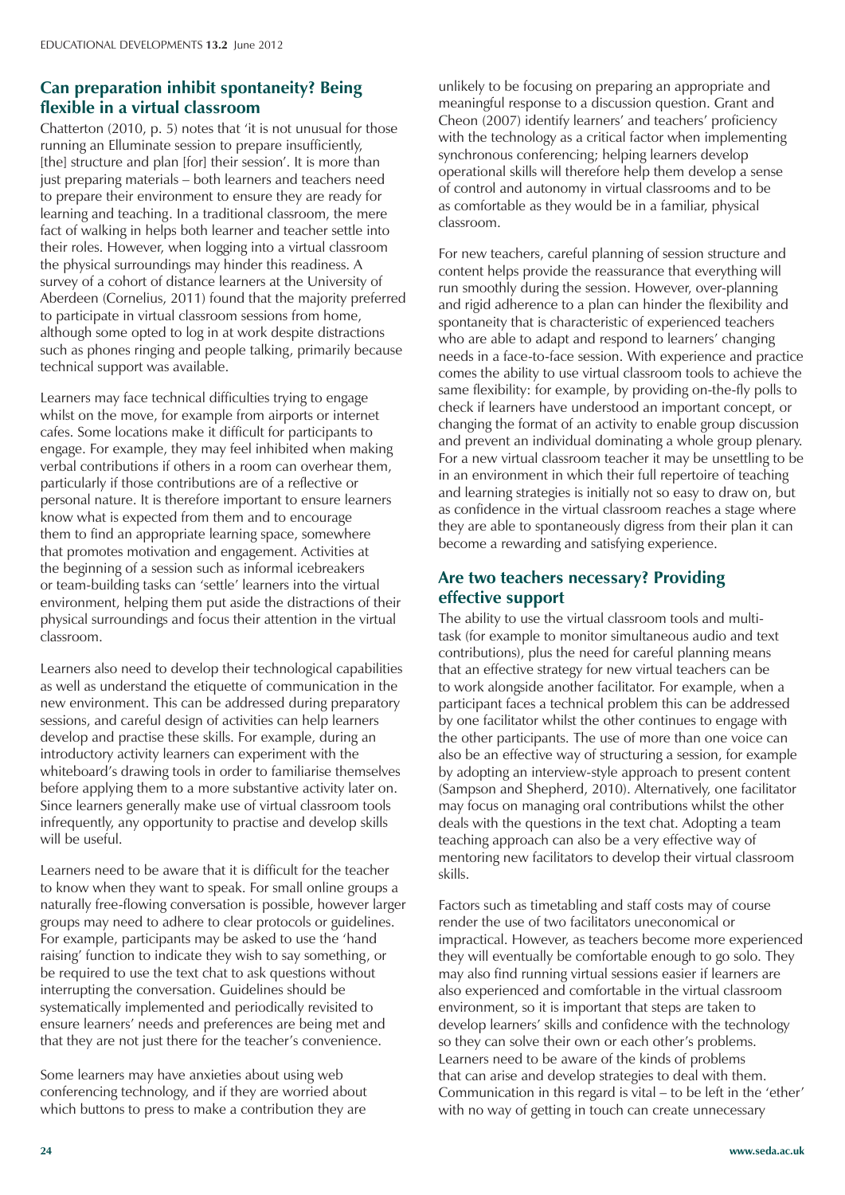## Can preparation inhibit spontaneity? Being flexible in a virtual classroom

Chatterton (2010, p. 5) notes that 'it is not unusual for those running an Elluminate session to prepare insufficiently, [the] structure and plan [for] their session'. It is more than just preparing materials – both learners and teachers need to prepare their environment to ensure they are ready for learning and teaching. In a traditional classroom, the mere fact of walking in helps both learner and teacher settle into their roles. However, when logging into a virtual classroom the physical surroundings may hinder this readiness. A survey of a cohort of distance learners at the University of Aberdeen (Cornelius, 2011) found that the majority preferred to participate in virtual classroom sessions from home, although some opted to log in at work despite distractions such as phones ringing and people talking, primarily because technical support was available.

Learners may face technical difficulties trying to engage whilst on the move, for example from airports or internet cafes. Some locations make it difficult for participants to engage. For example, they may feel inhibited when making verbal contributions if others in a room can overhear them, particularly if those contributions are of a reflective or personal nature. It is therefore important to ensure learners know what is expected from them and to encourage them to find an appropriate learning space, somewhere that promotes motivation and engagement. Activities at the beginning of a session such as informal icebreakers or team-building tasks can 'settle' learners into the virtual environment, helping them put aside the distractions of their physical surroundings and focus their attention in the virtual classroom.

Learners also need to develop their technological capabilities as well as understand the etiquette of communication in the new environment. This can be addressed during preparatory sessions, and careful design of activities can help learners develop and practise these skills. For example, during an introductory activity learners can experiment with the whiteboard's drawing tools in order to familiarise themselves before applying them to a more substantive activity later on. Since learners generally make use of virtual classroom tools infrequently, any opportunity to practise and develop skills will be useful.

Learners need to be aware that it is difficult for the teacher to know when they want to speak. For small online groups a naturally free-flowing conversation is possible, however larger groups may need to adhere to clear protocols or guidelines. For example, participants may be asked to use the 'hand raising' function to indicate they wish to say something, or be required to use the text chat to ask questions without interrupting the conversation. Guidelines should be systematically implemented and periodically revisited to ensure learners' needs and preferences are being met and that they are not just there for the teacher's convenience.

Some learners may have anxieties about using web conferencing technology, and if they are worried about which buttons to press to make a contribution they are unlikely to be focusing on preparing an appropriate and meaningful response to a discussion question. Grant and Cheon (2007) identify learners' and teachers' proficiency with the technology as a critical factor when implementing synchronous conferencing; helping learners develop operational skills will therefore help them develop a sense of control and autonomy in virtual classrooms and to be as comfortable as they would be in a familiar, physical classroom.

For new teachers, careful planning of session structure and content helps provide the reassurance that everything will run smoothly during the session. However, over-planning and rigid adherence to a plan can hinder the flexibility and spontaneity that is characteristic of experienced teachers who are able to adapt and respond to learners' changing needs in a face-to-face session. With experience and practice comes the ability to use virtual classroom tools to achieve the same flexibility: for example, by providing on-the-fly polls to check if learners have understood an important concept, or changing the format of an activity to enable group discussion and prevent an individual dominating a whole group plenary. For a new virtual classroom teacher it may be unsettling to be in an environment in which their full repertoire of teaching and learning strategies is initially not so easy to draw on, but as confidence in the virtual classroom reaches a stage where they are able to spontaneously digress from their plan it can become a rewarding and satisfying experience.

## Are two teachers necessary? Providing effective support

The ability to use the virtual classroom tools and multi-task (for example to monitor simultaneous audio and text contributions), plus the need for careful planning means that an effective strategy for new virtual teachers can be to work alongside another facilitator. For example, when a participant faces a technical problem this can be addressed by one facilitator whilst the other continues to engage with the other participants. The use of more than one voice can also be an effective way of structuring a session, for example by adopting an interview-style approach to present content (Sampson and Shepherd, 2010). Alternatively, one facilitator may focus on managing oral contributions whilst the other deals with the questions in the text chat. Adopting a team teaching approach can also be a very effective way of mentoring new facilitators to develop their virtual classroom skills.

Factors such as timetabling and staff costs may of course render the use of two facilitators uneconomical or impractical. However, as teachers become more experienced they will eventually be comfortable enough to go solo. They may also find running virtual sessions easier if learners are also experienced and comfortable in the virtual classroom environment, so it is important that steps are taken to develop learners' skills and confidence with the technology so they can solve their own or each other's problems. Learners need to be aware of the kinds of problems that can arise and develop strategies to deal with them. Communication in this regard is vital – to be left in the 'ether' with no way of getting in touch can create unnecessary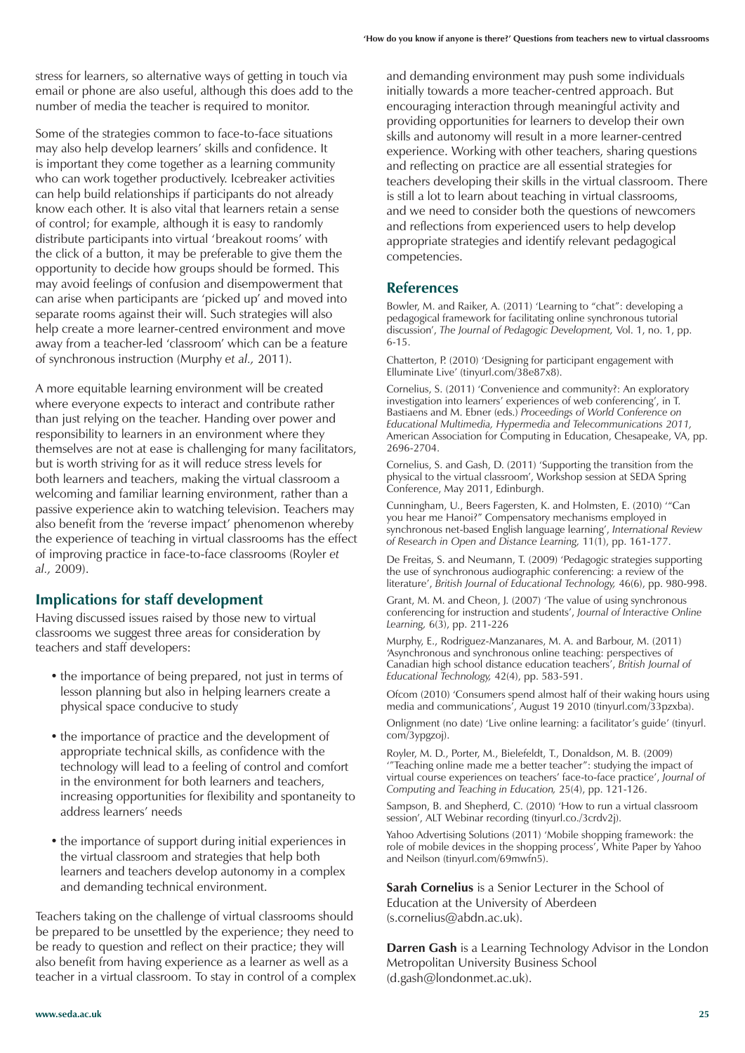stress for learners, so alternative ways of getting in touch via email or phone are also useful, although this does add to the number of media the teacher is required to monitor.

Some of the strategies common to face-to-face situations may also help develop learners' skills and confidence. It is important they come together as a learning community who can work together productively. Icebreaker activities can help build relationships if participants do not already know each other. It is also vital that learners retain a sense of control; for example, although it is easy to randomly distribute participants into virtual 'breakout rooms' with the click of a button, it may be preferable to give them the opportunity to decide how groups should be formed. This may avoid feelings of confusion and disempowerment that can arise when participants are 'picked up' and moved into separate rooms against their will. Such strategies will also help create a more learner-centred environment and move away from a teacher-led 'classroom' which can be a feature of synchronous instruction (Murphy *et al.,* 2011).

A more equitable learning environment will be created where everyone expects to interact and contribute rather than just relying on the teacher. Handing over power and responsibility to learners in an environment where they themselves are not at ease is challenging for many facilitators, but is worth striving for as it will reduce stress levels for both learners and teachers, making the virtual classroom a welcoming and familiar learning environment, rather than a passive experience akin to watching television. Teachers may also benefit from the 'reverse impact' phenomenon whereby the experience of teaching in virtual classrooms has the effect of improving practice in face-to-face classrooms (Royler *et al.,* 2009).

## Implications for staff development

Having discussed issues raised by those new to virtual classrooms we suggest three areas for consideration by teachers and staff developers:

- the importance of being prepared, not just in terms of lesson planning but also in helping learners create a physical space conducive to study
- the importance of practice and the development of appropriate technical skills, as confidence with the technology will lead to a feeling of control and comfort in the environment for both learners and teachers, increasing opportunities for flexibility and spontaneity to address learners' needs
- the importance of support during initial experiences in the virtual classroom and strategies that help both learners and teachers develop autonomy in a complex and demanding technical environment.

Teachers taking on the challenge of virtual classrooms should be prepared to be unsettled by the experience; they need to be ready to question and reflect on their practice; they will also benefit from having experience as a learner as well as a teacher in a virtual classroom. To stay in control of a complex and demanding environment may push some individuals initially towards a more teacher-centred approach. But encouraging interaction through meaningful activity and providing opportunities for learners to develop their own skills and autonomy will result in a more learner-centred experience. Working with other teachers, sharing questions and reflecting on practice are all essential strategies for teachers developing their skills in the virtual classroom. There is still a lot to learn about teaching in virtual classrooms, and we need to consider both the questions of newcomers and reflections from experienced users to help develop appropriate strategies and identify relevant pedagogical competencies.

## References

Bowler, M. and Raiker, A. (2011) 'Learning to "chat": developing a pedagogical framework for facilitating online synchronous tutorial discussion', *The Journal of Pedagogic Development,* Vol. 1, no. 1, pp. 6-15.

Chatterton, P. (2010) 'Designing for participant engagement with Elluminate Live' (tinyurl.com/38e87x8).

Cornelius, S. (2011) 'Convenience and community?: An exploratory investigation into learners' experiences of web conferencing', in T. Bastiaens and M. Ebner (eds.) *Proceedings of World Conference on Educational Multimedia, Hypermedia and Telecommunications 2011,* American Association for Computing in Education, Chesapeake, VA, pp. 2696-2704.

Cornelius, S. and Gash, D. (2011) 'Supporting the transition from the physical to the virtual classroom', Workshop session at SEDA Spring Conference, May 2011, Edinburgh.

Cunningham, U., Beers Fagersten, K. and Holmsten, E. (2010) '"Can you hear me Hanoi?" Compensatory mechanisms employed in synchronous net-based English language learning', *International Review of Research in Open and Distance Learning,* 11(1), pp. 161-177.

De Freitas, S. and Neumann, T. (2009) 'Pedagogic strategies supporting the use of synchronous audiographic conferencing: a review of the literature', *British Journal of Educational Technology,* 46(6), pp. 980-998.

Grant, M. M. and Cheon, J. (2007) 'The value of using synchronous conferencing for instruction and students', *Journal of Interactive Online Learning,* 6(3), pp. 211-226

Murphy, E., Rodriguez-Manzanares, M. A. and Barbour, M. (2011) 'Asynchronous and synchronous online teaching: perspectives of Canadian high school distance education teachers', *British Journal of Educational Technology,* 42(4), pp. 583-591.

Ofcom (2010) 'Consumers spend almost half of their waking hours using media and communications', August 19 2010 (tinyurl.com/33pzxba).

Onlignment (no date) 'Live online learning: a facilitator's guide' (tinyurl.com/3ypgzoj).

Royler, M. D., Porter, M., Bielefeldt, T., Donaldson, M. B. (2009) '"Teaching online made me a better teacher": studying the impact of virtual course experiences on teachers' face-to-face practice', *Journal of Computing and Teaching in Education,* 25(4), pp. 121-126.

Sampson, B. and Shepherd, C. (2010) 'How to run a virtual classroom session', ALT Webinar recording (tinyurl.co./3crdv2j).

Yahoo Advertising Solutions (2011) 'Mobile shopping framework: the role of mobile devices in the shopping process', White Paper by Yahoo and Neilson (tinyurl.com/69mwfn5).

**Sarah Cornelius** is a Senior Lecturer in the School of Education at the University of Aberdeen (s.cornelius@abdn.ac.uk).

**Darren Gash** is a Learning Technology Advisor in the London Metropolitan University Business School (d.gash@londonmet.ac.uk).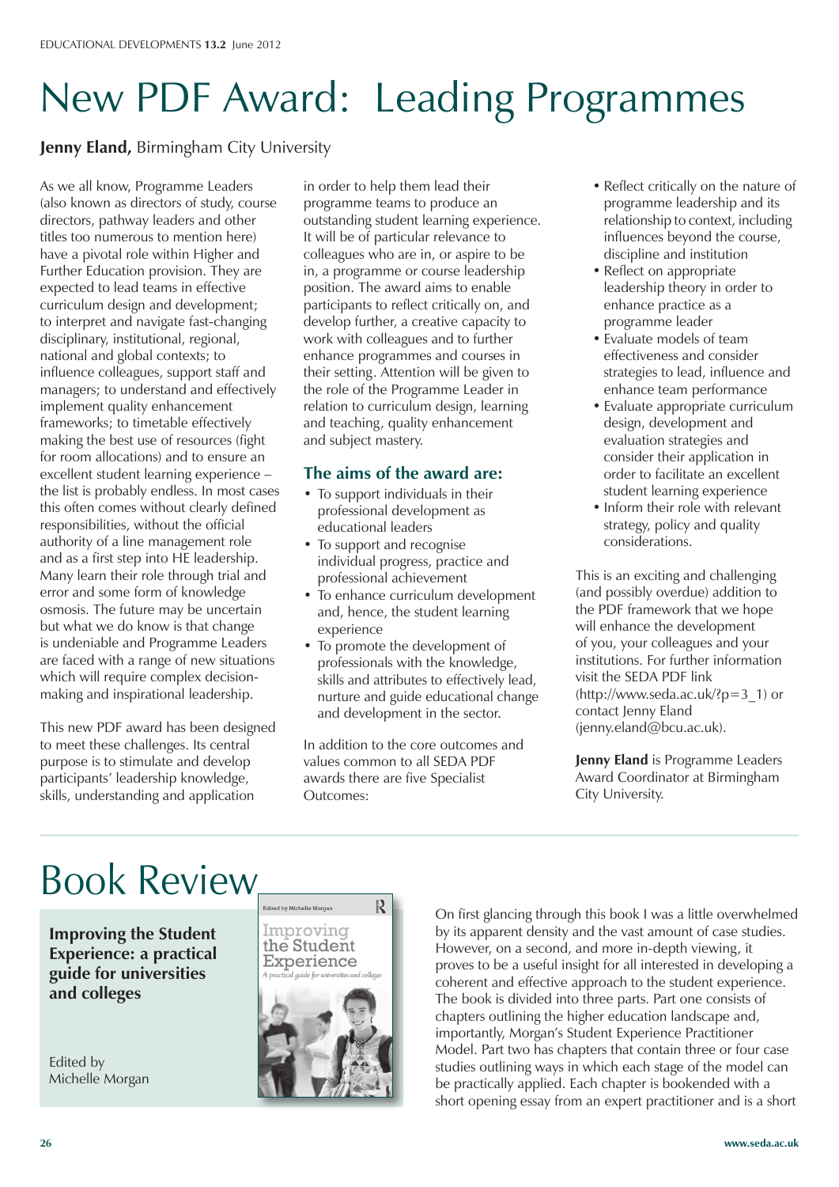# New PDF Award: Leading Programmes

**Jenny Eland,** Birmingham City University

As we all know, Programme Leaders (also known as directors of study, course directors, pathway leaders and other titles too numerous to mention here) have a pivotal role within Higher and Further Education provision. They are expected to lead teams in effective curriculum design and development; to interpret and navigate fast-changing disciplinary, institutional, regional, national and global contexts; to influence colleagues, support staff and managers; to understand and effectively implement quality enhancement frameworks; to timetable effectively making the best use of resources (fight for room allocations) and to ensure an excellent student learning experience – the list is probably endless. In most cases this often comes without clearly defined responsibilities, without the official authority of a line management role and as a first step into HE leadership. Many learn their role through trial and error and some form of knowledge osmosis. The future may be uncertain but what we do know is that change is undeniable and Programme Leaders are faced with a range of new situations which will require complex decision-making and inspirational leadership.

This new PDF award has been designed to meet these challenges. Its central purpose is to stimulate and develop participants' leadership knowledge, skills, understanding and application in order to help them lead their programme teams to produce an outstanding student learning experience. It will be of particular relevance to colleagues who are in, or aspire to be in, a programme or course leadership position. The award aims to enable participants to reflect critically on, and develop further, a creative capacity to work with colleagues and to further enhance programmes and courses in their setting. Attention will be given to the role of the Programme Leader in relation to curriculum design, learning and teaching, quality enhancement and subject mastery.

### The aims of the award are:

- To support individuals in their professional development as educational leaders
- To support and recognise individual progress, practice and professional achievement
- To enhance curriculum development and, hence, the student learning experience
- To promote the development of professionals with the knowledge, skills and attributes to effectively lead, nurture and guide educational change and development in the sector.

In addition to the core outcomes and values common to all SEDA PDF awards there are five Specialist Outcomes:

- Reflect critically on the nature of programme leadership and its relationship to context, including influences beyond the course, discipline and institution
- Reflect on appropriate leadership theory in order to enhance practice as a programme leader
- Evaluate models of team effectiveness and consider strategies to lead, influence and enhance team performance
- Evaluate appropriate curriculum design, development and evaluation strategies and consider their application in order to facilitate an excellent student learning experience
- Inform their role with relevant strategy, policy and quality considerations.

This is an exciting and challenging (and possibly overdue) addition to the PDF framework that we hope will enhance the development of you, your colleagues and your institutions. For further information visit the SEDA PDF link (http://www.seda.ac.uk/?p=3_1) or contact Jenny Eland (jenny.eland@bcu.ac.uk).

**Jenny Eland** is Programme Leaders Award Coordinator at Birmingham City University.

# Book Review

**Improving the Student Experience: a practical guide for universities and colleges**

Edited by Michelle Morgan

On first glancing through this book I was a little overwhelmed by its apparent density and the vast amount of case studies. However, on a second, and more in-depth viewing, it proves to be a useful insight for all interested in developing a coherent and effective approach to the student experience. The book is divided into three parts. Part one consists of chapters outlining the higher education landscape and, importantly, Morgan's Student Experience Practitioner Model. Part two has chapters that contain three or four case studies outlining ways in which each stage of the model can be practically applied. Each chapter is bookended with a short opening essay from an expert practitioner and is a short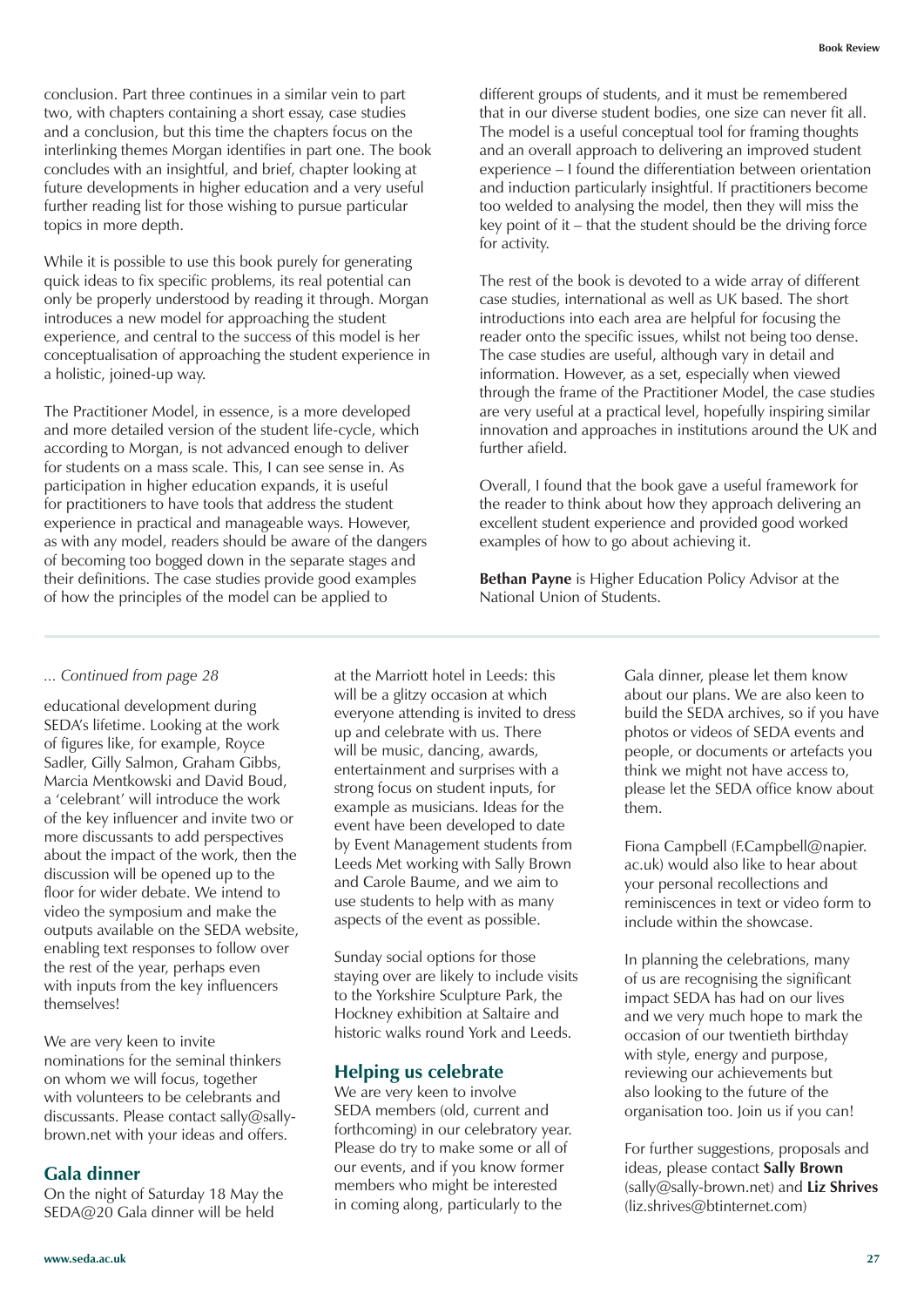conclusion. Part three continues in a similar vein to part two, with chapters containing a short essay, case studies and a conclusion, but this time the chapters focus on the interlinking themes Morgan identifies in part one. The book concludes with an insightful, and brief, chapter looking at future developments in higher education and a very useful further reading list for those wishing to pursue particular topics in more depth.

While it is possible to use this book purely for generating quick ideas to fix specific problems, its real potential can only be properly understood by reading it through. Morgan introduces a new model for approaching the student experience, and central to the success of this model is her conceptualisation of approaching the student experience in a holistic, joined-up way.

The Practitioner Model, in essence, is a more developed and more detailed version of the student life-cycle, which according to Morgan, is not advanced enough to deliver for students on a mass scale. This, I can see sense in. As participation in higher education expands, it is useful for practitioners to have tools that address the student experience in practical and manageable ways. However, as with any model, readers should be aware of the dangers of becoming too bogged down in the separate stages and their definitions. The case studies provide good examples of how the principles of the model can be applied to different groups of students, and it must be remembered that in our diverse student bodies, one size can never fit all. The model is a useful conceptual tool for framing thoughts and an overall approach to delivering an improved student experience – I found the differentiation between orientation and induction particularly insightful. If practitioners become too welded to analysing the model, then they will miss the key point of it – that the student should be the driving force for activity.

The rest of the book is devoted to a wide array of different case studies, international as well as UK based. The short introductions into each area are helpful for focusing the reader onto the specific issues, whilst not being too dense. The case studies are useful, although vary in detail and information. However, as a set, especially when viewed through the frame of the Practitioner Model, the case studies are very useful at a practical level, hopefully inspiring similar innovation and approaches in institutions around the UK and further afield.

Overall, I found that the book gave a useful framework for the reader to think about how they approach delivering an excellent student experience and provided good worked examples of how to go about achieving it.

**Bethan Payne** is Higher Education Policy Advisor at the National Union of Students.

---

*... Continued from page 28*

educational development during SEDA's lifetime. Looking at the work of figures like, for example, Royce Sadler, Gilly Salmon, Graham Gibbs, Marcia Mentkowski and David Boud, a 'celebrant' will introduce the work of the key influencer and invite two or more discussants to add perspectives about the impact of the work, then the discussion will be opened up to the floor for wider debate. We intend to video the symposium and make the outputs available on the SEDA website, enabling text responses to follow over the rest of the year, perhaps even with inputs from the key influencers themselves!

We are very keen to invite nominations for the seminal thinkers on whom we will focus, together with volunteers to be celebrants and discussants. Please contact sally@sally-brown.net with your ideas and offers.

## Gala dinner

On the night of Saturday 18 May the SEDA@20 Gala dinner will be held at the Marriott hotel in Leeds: this will be a glitzy occasion at which everyone attending is invited to dress up and celebrate with us. There will be music, dancing, awards, entertainment and surprises with a strong focus on student inputs, for example as musicians. Ideas for the event have been developed to date by Event Management students from Leeds Met working with Sally Brown and Carole Baume, and we aim to use students to help with as many aspects of the event as possible.

Sunday social options for those staying over are likely to include visits to the Yorkshire Sculpture Park, the Hockney exhibition at Saltaire and historic walks round York and Leeds.

## Helping us celebrate

We are very keen to involve SEDA members (old, current and forthcoming) in our celebratory year. Please do try to make some or all of our events, and if you know former members who might be interested in coming along, particularly to the Gala dinner, please let them know about our plans. We are also keen to build the SEDA archives, so if you have photos or videos of SEDA events and people, or documents or artefacts you think we might not have access to, please let the SEDA office know about them.

Fiona Campbell (F.Campbell@napier.ac.uk) would also like to hear about your personal recollections and reminiscences in text or video form to include within the showcase.

In planning the celebrations, many of us are recognising the significant impact SEDA has had on our lives and we very much hope to mark the occasion of our twentieth birthday with style, energy and purpose, reviewing our achievements but also looking to the future of the organisation too. Join us if you can!

For further suggestions, proposals and ideas, please contact **Sally Brown** (sally@sally-brown.net) and **Liz Shrives** (liz.shrives@btinternet.com)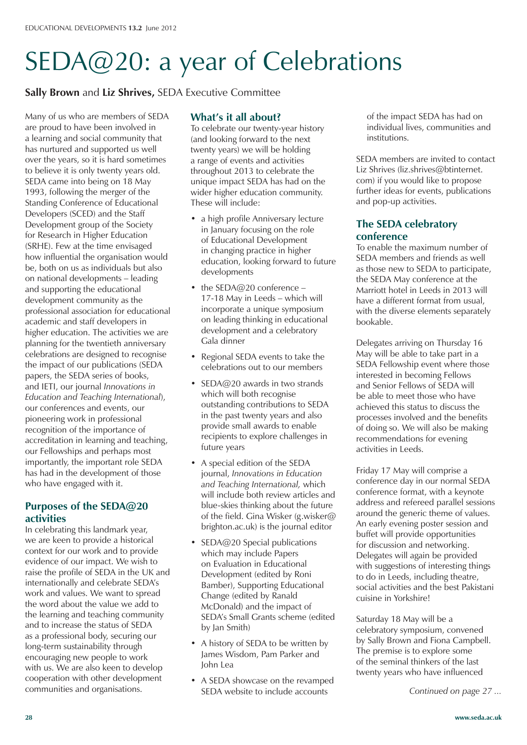# SEDA@20: a year of Celebrations

**Sally Brown** and **Liz Shrives,** SEDA Executive Committee

Many of us who are members of SEDA are proud to have been involved in a learning and social community that has nurtured and supported us well over the years, so it is hard sometimes to believe it is only twenty years old. SEDA came into being on 18 May 1993, following the merger of the Standing Conference of Educational Developers (SCED) and the Staff Development group of the Society for Research in Higher Education (SRHE). Few at the time envisaged how influential the organisation would be, both on us as individuals but also on national developments – leading and supporting the educational development community as the professional association for educational academic and staff developers in higher education. The activities we are planning for the twentieth anniversary celebrations are designed to recognise the impact of our publications (SEDA papers, the SEDA series of books, and IETI, our journal *Innovations in Education and Teaching International*), our conferences and events, our pioneering work in professional recognition of the importance of accreditation in learning and teaching, our Fellowships and perhaps most importantly, the important role SEDA has had in the development of those who have engaged with it.

## Purposes of the SEDA@20 activities

In celebrating this landmark year, we are keen to provide a historical context for our work and to provide evidence of our impact. We wish to raise the profile of SEDA in the UK and internationally and celebrate SEDA's work and values. We want to spread the word about the value we add to the learning and teaching community and to increase the status of SEDA as a professional body, securing our long-term sustainability through encouraging new people to work with us. We are also keen to develop cooperation with other development communities and organisations.

## What's it all about?

To celebrate our twenty-year history (and looking forward to the next twenty years) we will be holding a range of events and activities throughout 2013 to celebrate the unique impact SEDA has had on the wider higher education community. These will include:

- a high profile Anniversary lecture in January focusing on the role of Educational Development in changing practice in higher education, looking forward to future developments
- the SEDA@20 conference – 17-18 May in Leeds – which will incorporate a unique symposium on leading thinking in educational development and a celebratory Gala dinner
- Regional SEDA events to take the celebrations out to our members
- SEDA@20 awards in two strands which will both recognise outstanding contributions to SEDA in the past twenty years and also provide small awards to enable recipients to explore challenges in future years
- A special edition of the SEDA journal, *Innovations in Education and Teaching International,* which will include both review articles and blue-skies thinking about the future of the field. Gina Wisker (g.wisker@brighton.ac.uk) is the journal editor
- SEDA@20 Special publications which may include Papers on Evaluation in Educational Development (edited by Roni Bamber), Supporting Educational Change (edited by Ranald McDonald) and the impact of SEDA's Small Grants scheme (edited by Jan Smith)
- A history of SEDA to be written by James Wisdom, Pam Parker and John Lea
- A SEDA showcase on the revamped SEDA website to include accounts of the impact SEDA has had on individual lives, communities and institutions.

SEDA members are invited to contact Liz Shrives (liz.shrives@btinternet.com) if you would like to propose further ideas for events, publications and pop-up activities.

## The SEDA celebratory conference

To enable the maximum number of SEDA members and friends as well as those new to SEDA to participate, the SEDA May conference at the Marriott hotel in Leeds in 2013 will have a different format from usual, with the diverse elements separately bookable.

Delegates arriving on Thursday 16 May will be able to take part in a SEDA Fellowship event where those interested in becoming Fellows and Senior Fellows of SEDA will be able to meet those who have achieved this status to discuss the processes involved and the benefits of doing so. We will also be making recommendations for evening activities in Leeds.

Friday 17 May will comprise a conference day in our normal SEDA conference format, with a keynote address and refereed parallel sessions around the generic theme of values. An early evening poster session and buffet will provide opportunities for discussion and networking. Delegates will again be provided with suggestions of interesting things to do in Leeds, including theatre, social activities and the best Pakistani cuisine in Yorkshire!

Saturday 18 May will be a celebratory symposium, convened by Sally Brown and Fiona Campbell. The premise is to explore some of the seminal thinkers of the last twenty years who have influenced

*Continued on page 27 ...*